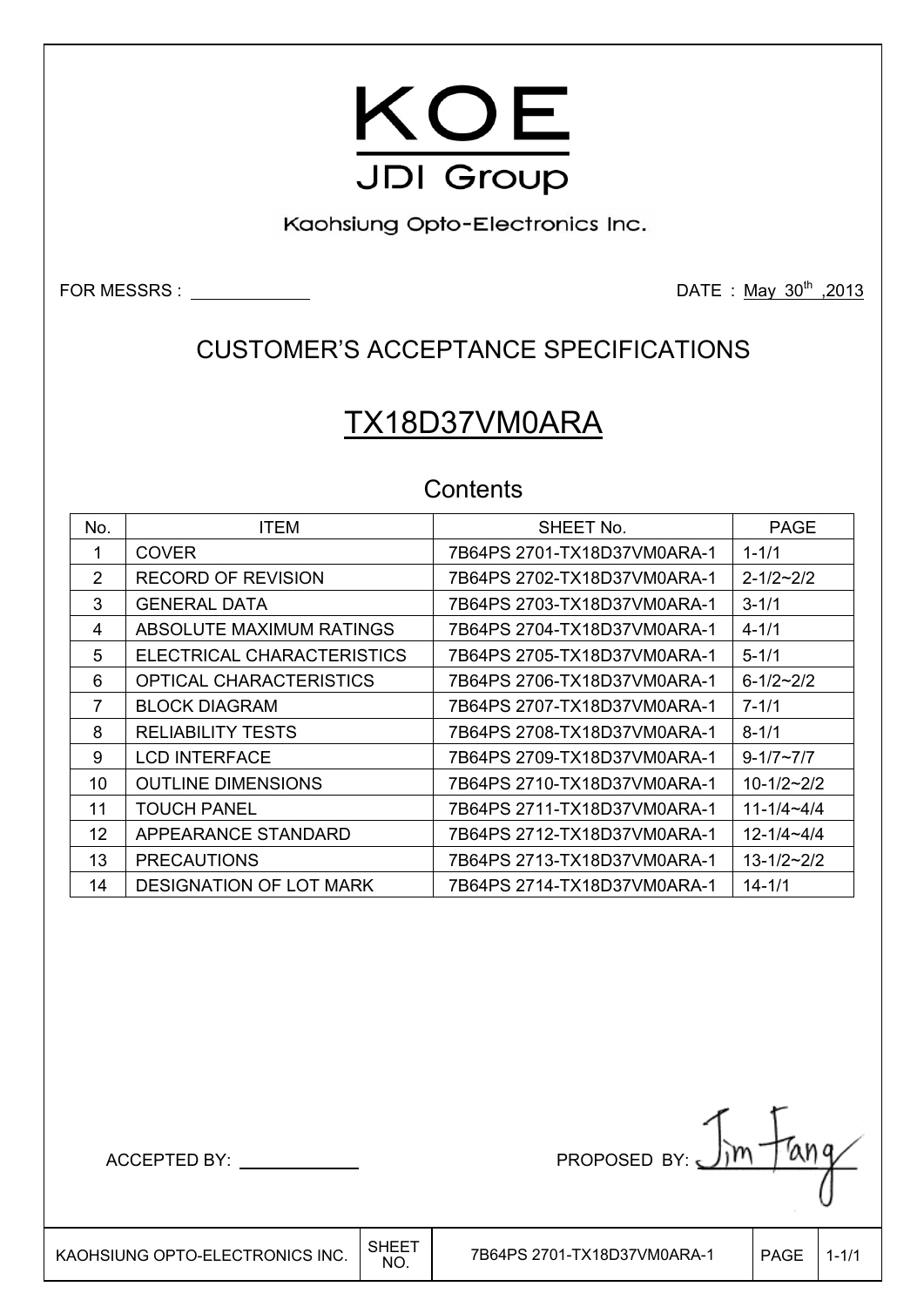# KOE

JDI Group

Kaohsiung Opto-Electronics Inc.

FOR MESSRS : \_\_\_\_\_\_\_\_\_\_\_\_

DATE : May 30th ,2013

## CUSTOMER'S ACCEPTANCE SPECIFICATIONS

# TX18D37VM0ARA

### Contents

| No. | ITEM | SHEET No. | PAGE |
|---|---|---|---|
| 1 | COVER | 7B64PS 2701-TX18D37VM0ARA-1 | 1-1/1 |
| 2 | RECORD OF REVISION | 7B64PS 2702-TX18D37VM0ARA-1 | 2-1/2~2/2 |
| 3 | GENERAL DATA | 7B64PS 2703-TX18D37VM0ARA-1 | 3-1/1 |
| 4 | ABSOLUTE MAXIMUM RATINGS | 7B64PS 2704-TX18D37VM0ARA-1 | 4-1/1 |
| 5 | ELECTRICAL CHARACTERISTICS | 7B64PS 2705-TX18D37VM0ARA-1 | 5-1/1 |
| 6 | OPTICAL CHARACTERISTICS | 7B64PS 2706-TX18D37VM0ARA-1 | 6-1/2~2/2 |
| 7 | BLOCK DIAGRAM | 7B64PS 2707-TX18D37VM0ARA-1 | 7-1/1 |
| 8 | RELIABILITY TESTS | 7B64PS 2708-TX18D37VM0ARA-1 | 8-1/1 |
| 9 | LCD INTERFACE | 7B64PS 2709-TX18D37VM0ARA-1 | 9-1/7~7/7 |
| 10 | OUTLINE DIMENSIONS | 7B64PS 2710-TX18D37VM0ARA-1 | 10-1/2~2/2 |
| 11 | TOUCH PANEL | 7B64PS 2711-TX18D37VM0ARA-1 | 11-1/4~4/4 |
| 12 | APPEARANCE STANDARD | 7B64PS 2712-TX18D37VM0ARA-1 | 12-1/4~4/4 |
| 13 | PRECAUTIONS | 7B64PS 2713-TX18D37VM0ARA-1 | 13-1/2~2/2 |
| 14 | DESIGNATION OF LOT MARK | 7B64PS 2714-TX18D37VM0ARA-1 | 14-1/1 |

ACCEPTED BY: \_\_\_\_\_\_\_\_\_\_\_\_

PROPOSED BY: Jim Fang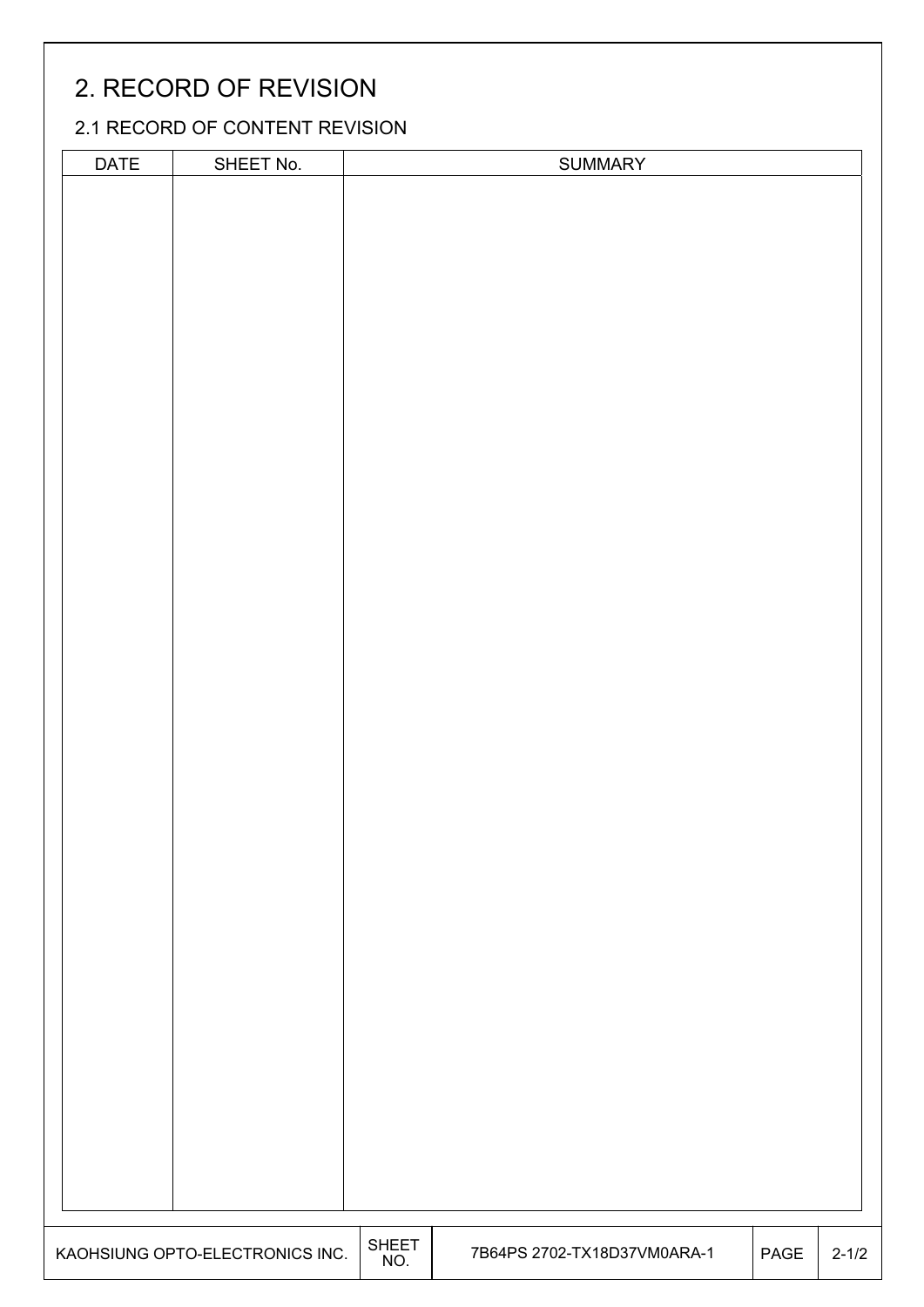# 2. RECORD OF REVISION

## 2.1 RECORD OF CONTENT REVISION

| DATE | SHEET No. | SUMMARY |
|---|---|---|
| | | |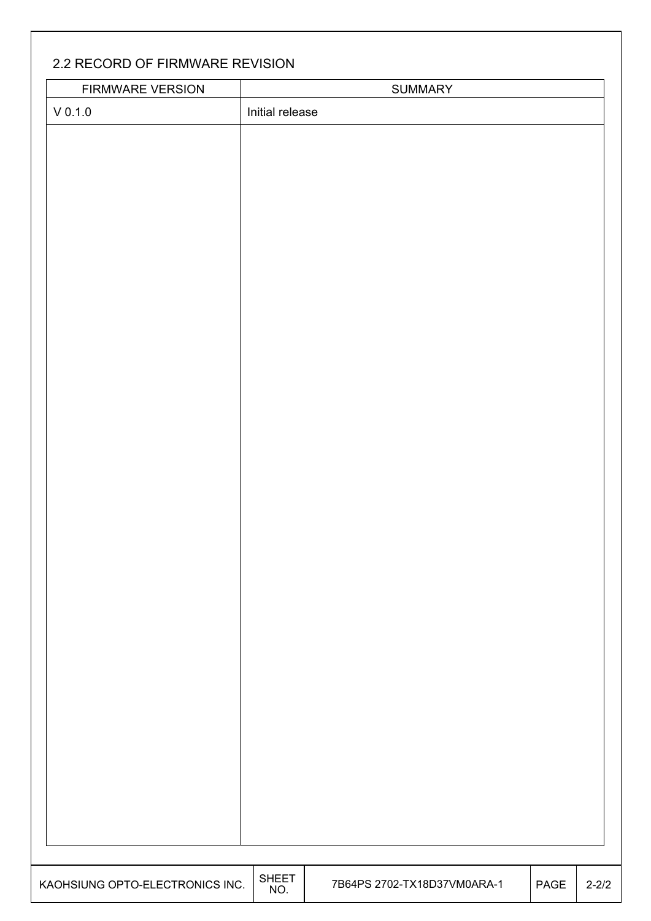## 2.2 RECORD OF FIRMWARE REVISION

| FIRMWARE VERSION | SUMMARY |
|---|---|
| V 0.1.0 | Initial release |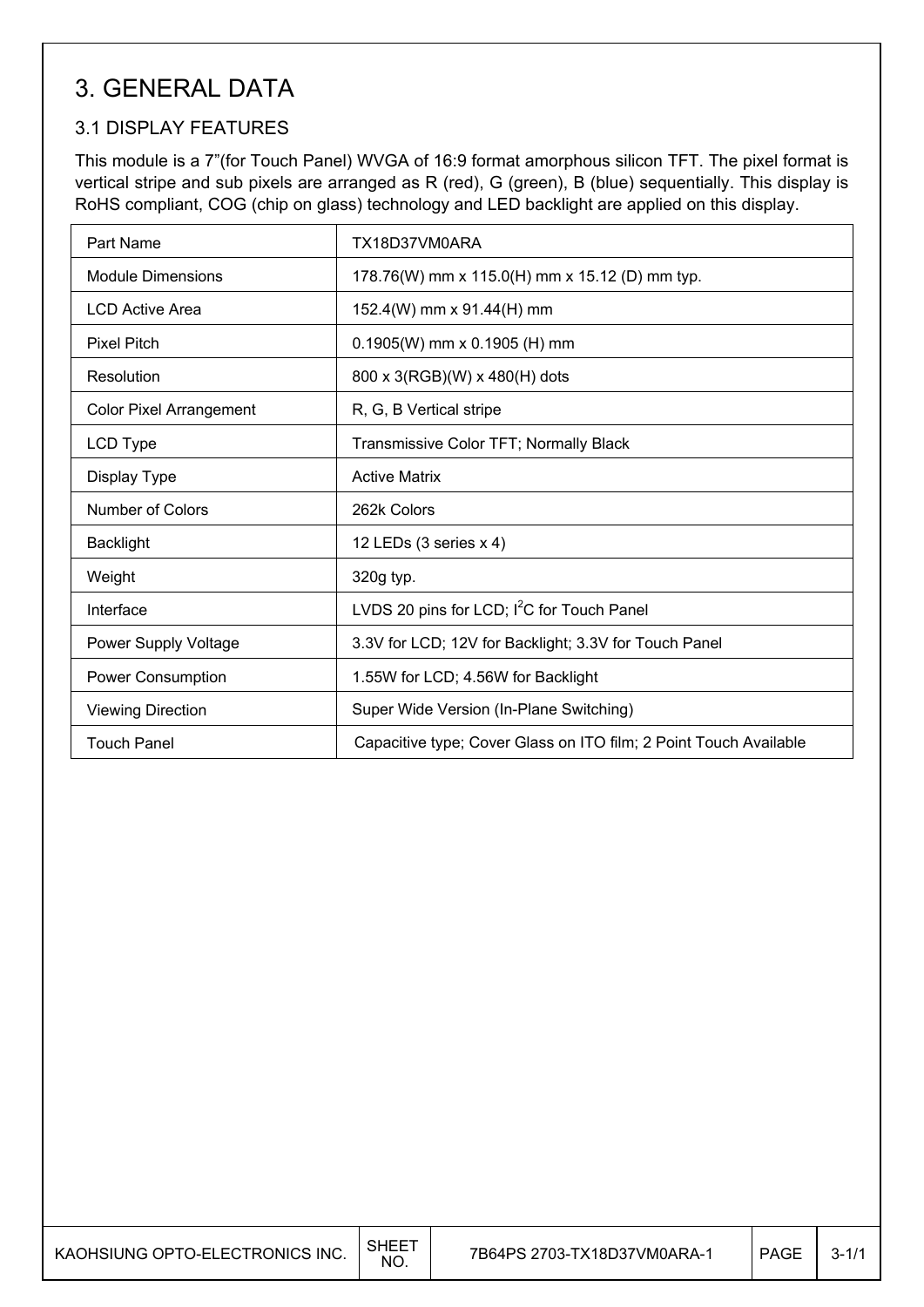# 3. GENERAL DATA

## 3.1 DISPLAY FEATURES

This module is a 7"(for Touch Panel) WVGA of 16:9 format amorphous silicon TFT. The pixel format is vertical stripe and sub pixels are arranged as R (red), G (green), B (blue) sequentially. This display is RoHS compliant, COG (chip on glass) technology and LED backlight are applied on this display.

| Part Name | TX18D37VM0ARA |
|---|---|
| Module Dimensions | 178.76(W) mm x 115.0(H) mm x 15.12 (D) mm typ. |
| LCD Active Area | 152.4(W) mm x 91.44(H) mm |
| Pixel Pitch | 0.1905(W) mm x 0.1905 (H) mm |
| Resolution | 800 x 3(RGB)(W) x 480(H) dots |
| Color Pixel Arrangement | R, G, B Vertical stripe |
| LCD Type | Transmissive Color TFT; Normally Black |
| Display Type | Active Matrix |
| Number of Colors | 262k Colors |
| Backlight | 12 LEDs (3 series x 4) |
| Weight | 320g typ. |
| Interface | LVDS 20 pins for LCD; $I^2C$ for Touch Panel |
| Power Supply Voltage | 3.3V for LCD; 12V for Backlight; 3.3V for Touch Panel |
| Power Consumption | 1.55W for LCD; 4.56W for Backlight |
| Viewing Direction | Super Wide Version (In-Plane Switching) |
| Touch Panel | Capacitive type; Cover Glass on ITO film; 2 Point Touch Available |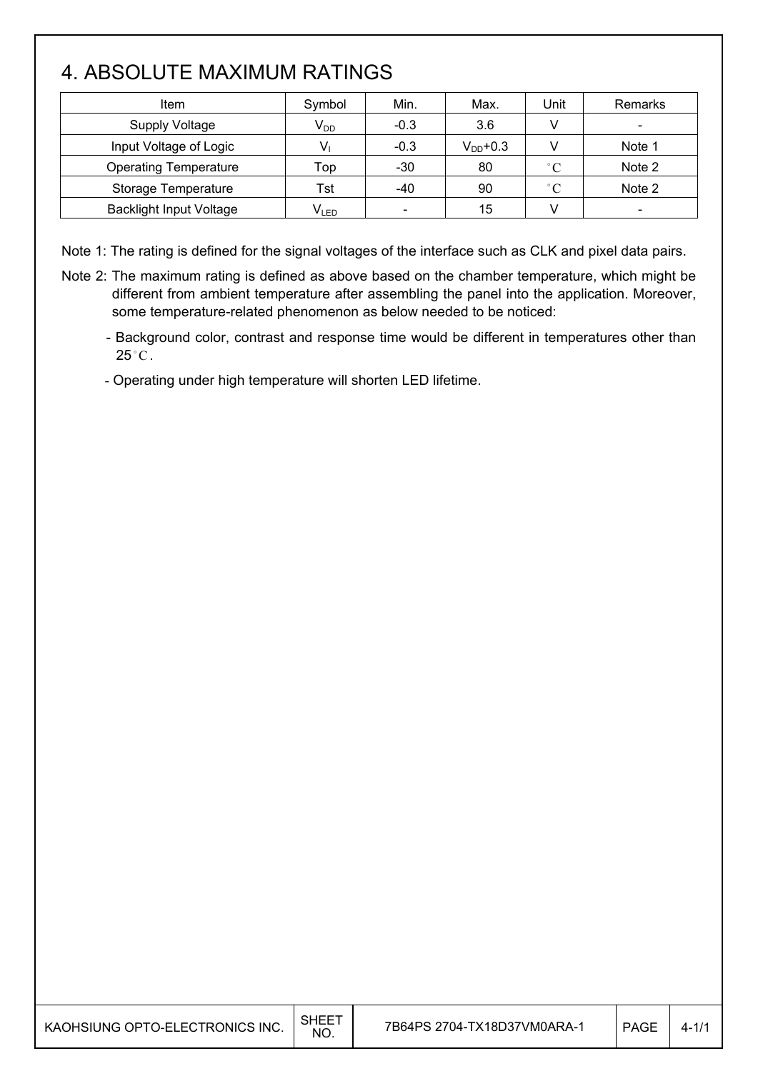# 4. ABSOLUTE MAXIMUM RATINGS

| Item | Symbol | Min. | Max. | Unit | Remarks |
|---|---|---|---|---|---|
| Supply Voltage | $V_{DD}$ | -0.3 | 3.6 | V | - |
| Input Voltage of Logic | $V_I$ | -0.3 | $V_{DD}$+0.3 | V | Note 1 |
| Operating Temperature | Top | -30 | 80 | °C | Note 2 |
| Storage Temperature | Tst | -40 | 90 | °C | Note 2 |
| Backlight Input Voltage | $V_{LED}$ | - | 15 | V | - |

Note 1: The rating is defined for the signal voltages of the interface such as CLK and pixel data pairs.

Note 2: The maximum rating is defined as above based on the chamber temperature, which might be different from ambient temperature after assembling the panel into the application. Moreover, some temperature-related phenomenon as below needed to be noticed:

- Background color, contrast and response time would be different in temperatures other than 25°C.
- Operating under high temperature will shorten LED lifetime.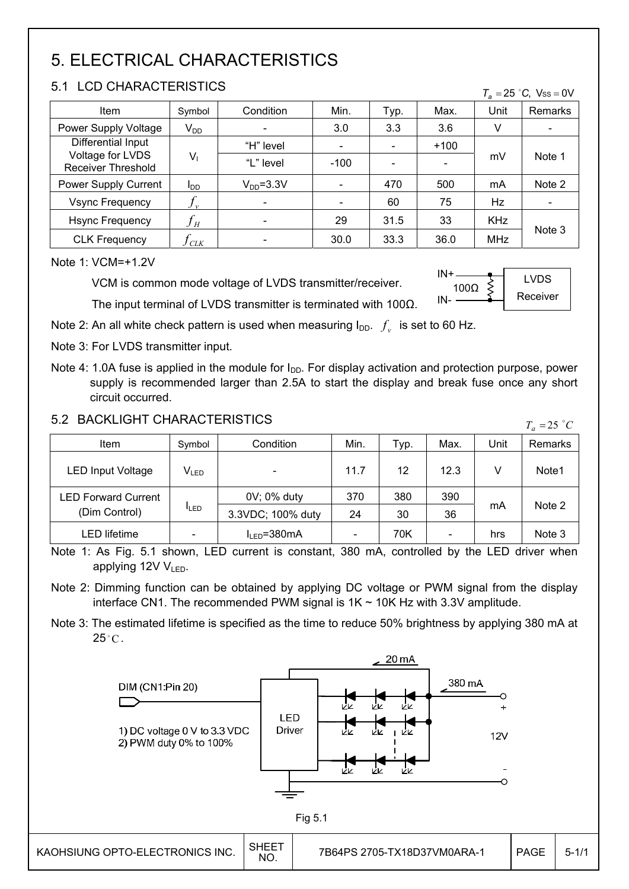# 5. ELECTRICAL CHARACTERISTICS

## 5.1 LCD CHARACTERISTICS

$T_a = 25\ ^\circ C$, $V_{SS} = 0V$

| Item | Symbol | Condition | Min. | Typ. | Max. | Unit | Remarks |
|---|---|---|---|---|---|---|---|
| Power Supply Voltage | $V_{DD}$ | - | 3.0 | 3.3 | 3.6 | V | - |
| Differential Input Voltage for LVDS Receiver Threshold | $V_I$ | "H" level | - | - | +100 | mV | Note 1 |
| | | "L" level | -100 | - | - | | |
| Power Supply Current | $I_{DD}$ | $V_{DD}$=3.3V | - | 470 | 500 | mA | Note 2 |
| Vsync Frequency | $f_v$ | - | - | 60 | 75 | Hz | - |
| Hsync Frequency | $f_H$ | - | 29 | 31.5 | 33 | KHz | Note 3 |
| CLK Frequency | $f_{CLK}$ | - | 30.0 | 33.3 | 36.0 | MHz | |

Note 1: VCM=+1.2V

VCM is common mode voltage of LVDS transmitter/receiver.

The input terminal of LVDS transmitter is terminated with 100Ω.

IN+ / IN- — 100Ω — LVDS Receiver

Note 2: An all white check pattern is used when measuring $I_{DD}$. $f_v$ is set to 60 Hz.

Note 3: For LVDS transmitter input.

Note 4: 1.0A fuse is applied in the module for $I_{DD}$. For display activation and protection purpose, power supply is recommended larger than 2.5A to start the display and break fuse once any short circuit occurred.

## 5.2 BACKLIGHT CHARACTERISTICS

$T_a = 25\ ^\circ C$

| Item | Symbol | Condition | Min. | Typ. | Max. | Unit | Remarks |
|---|---|---|---|---|---|---|---|
| LED Input Voltage | $V_{LED}$ | - | 11.7 | 12 | 12.3 | V | Note1 |
| LED Forward Current (Dim Control) | $I_{LED}$ | 0V; 0% duty | 370 | 380 | 390 | mA | Note 2 |
| | | 3.3VDC; 100% duty | 24 | 30 | 36 | | |
| LED lifetime | - | $I_{LED}$=380mA | - | 70K | - | hrs | Note 3 |

Note 1: As Fig. 5.1 shown, LED current is constant, 380 mA, controlled by the LED driver when applying 12V $V_{LED}$.

Note 2: Dimming function can be obtained by applying DC voltage or PWM signal from the display interface CN1. The recommended PWM signal is 1K ~ 10K Hz with 3.3V amplitude.

Note 3: The estimated lifetime is specified as the time to reduce 50% brightness by applying 380 mA at 25°C.

DIM (CN1:Pin 20)

1) DC voltage 0 V to 3.3 VDC
2) PWM duty 0% to 100%

LED Driver

20 mA

380 mA

+ 12V -

Fig 5.1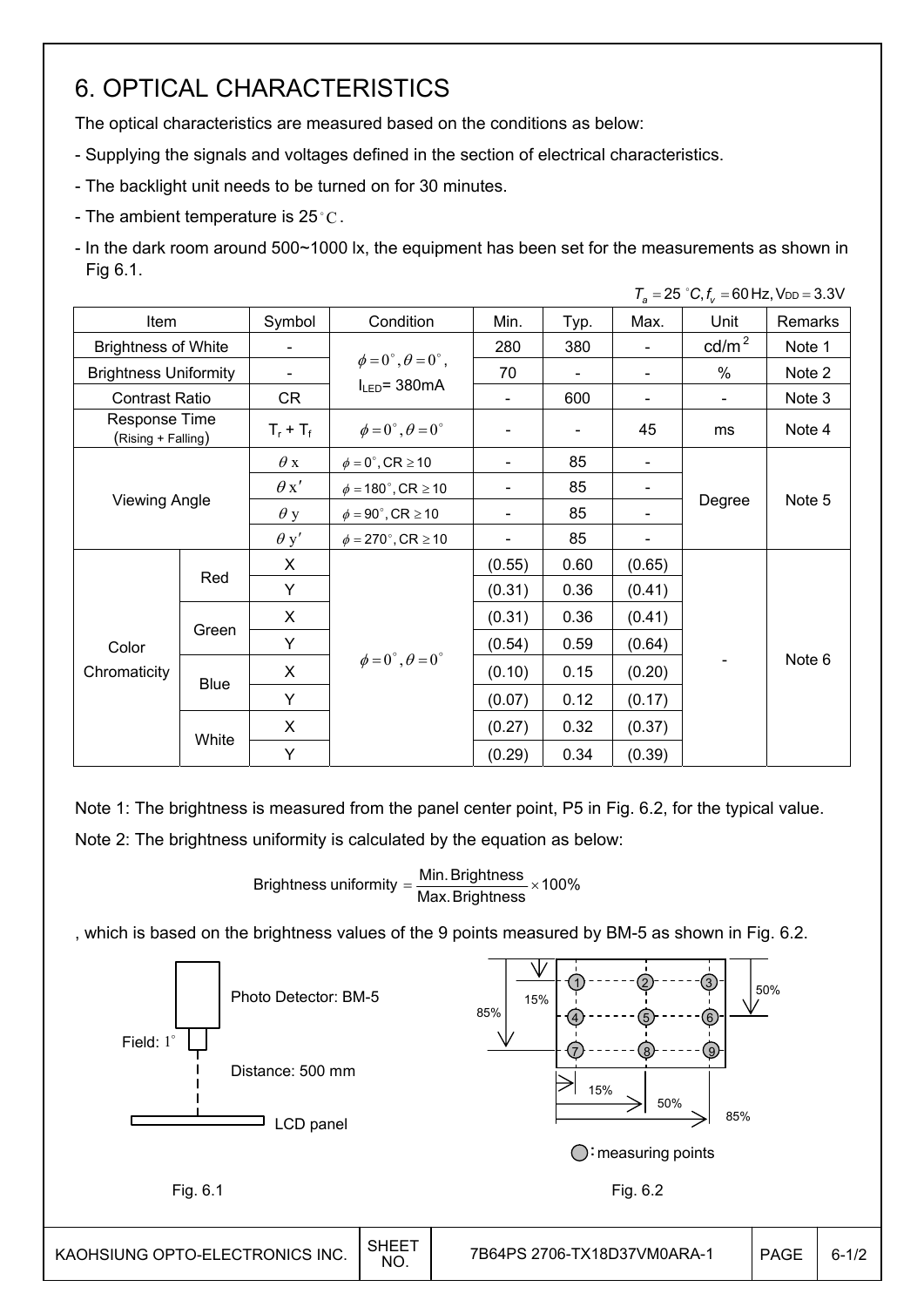# 6. OPTICAL CHARACTERISTICS

The optical characteristics are measured based on the conditions as below:

- Supplying the signals and voltages defined in the section of electrical characteristics.
- The backlight unit needs to be turned on for 30 minutes.
- The ambient temperature is 25°C.
- In the dark room around 500~1000 lx, the equipment has been set for the measurements as shown in Fig 6.1.

$T_a = 25\ ^\circ C, f_v = 60\ \text{Hz}, V_{DD} = 3.3\text{V}$

| Item | | Symbol | Condition | Min. | Typ. | Max. | Unit | Remarks |
|---|---|---|---|---|---|---|---|---|
| Brightness of White | | - | $\phi = 0^\circ, \theta = 0^\circ$, $I_{LED}$= 380mA | 280 | 380 | - | cd/m$^2$ | Note 1 |
| Brightness Uniformity | | - | | 70 | - | - | % | Note 2 |
| Contrast Ratio | | CR | | - | 600 | - | - | Note 3 |
| Response Time (Rising + Falling) | | $T_r + T_f$ | $\phi = 0^\circ, \theta = 0^\circ$ | - | - | 45 | ms | Note 4 |
| Viewing Angle | | $\theta$ x | $\phi = 0^\circ$, CR $\geq 10$ | - | 85 | - | Degree | Note 5 |
| | | $\theta$ x' | $\phi = 180^\circ$, CR $\geq 10$ | - | 85 | - | | |
| | | $\theta$ y | $\phi = 90^\circ$, CR $\geq 10$ | - | 85 | - | | |
| | | $\theta$ y' | $\phi = 270^\circ$, CR $\geq 10$ | - | 85 | - | | |
| Color Chromaticity | Red | X | $\phi = 0^\circ, \theta = 0^\circ$ | (0.55) | 0.60 | (0.65) | - | Note 6 |
| | | Y | | (0.31) | 0.36 | (0.41) | | |
| | Green | X | | (0.31) | 0.36 | (0.41) | | |
| | | Y | | (0.54) | 0.59 | (0.64) | | |
| | Blue | X | | (0.10) | 0.15 | (0.20) | | |
| | | Y | | (0.07) | 0.12 | (0.17) | | |
| | White | X | | (0.27) | 0.32 | (0.37) | | |
| | | Y | | (0.29) | 0.34 | (0.39) | | |

Note 1: The brightness is measured from the panel center point, P5 in Fig. 6.2, for the typical value.

Note 2: The brightness uniformity is calculated by the equation as below:

$$\text{Brightness uniformity} = \frac{\text{Min. Brightness}}{\text{Max. Brightness}} \times 100\%$$

, which is based on the brightness values of the 9 points measured by BM-5 as shown in Fig. 6.2.

Photo Detector: BM-5

Field: 1°

Distance: 500 mm

LCD panel

Fig. 6.1

15% 50% 85%

○: measuring points

Fig. 6.2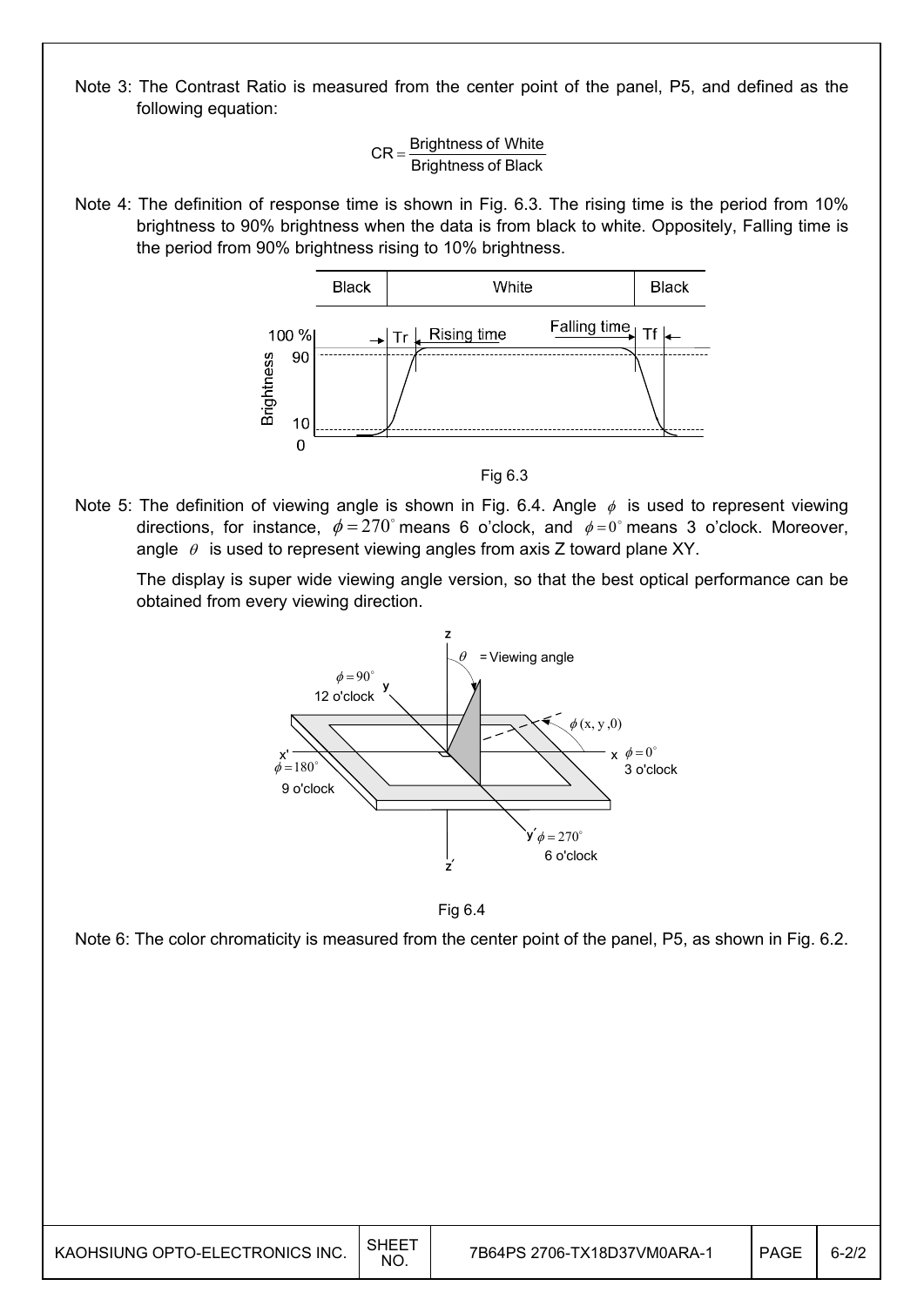Note 3: The Contrast Ratio is measured from the center point of the panel, P5, and defined as the following equation:

$$CR = \frac{\text{Brightness of White}}{\text{Brightness of Black}}$$

Note 4: The definition of response time is shown in Fig. 6.3. The rising time is the period from 10% brightness to 90% brightness when the data is from black to white. Oppositely, Falling time is the period from 90% brightness rising to 10% brightness.

Fig 6.3

Note 5: The definition of viewing angle is shown in Fig. 6.4. Angle $\phi$ is used to represent viewing directions, for instance, $\phi = 270^\circ$ means 6 o'clock, and $\phi = 0^\circ$ means 3 o'clock. Moreover, angle $\theta$ is used to represent viewing angles from axis Z toward plane XY.

The display is super wide viewing angle version, so that the best optical performance can be obtained from every viewing direction.

Fig 6.4

Note 6: The color chromaticity is measured from the center point of the panel, P5, as shown in Fig. 6.2.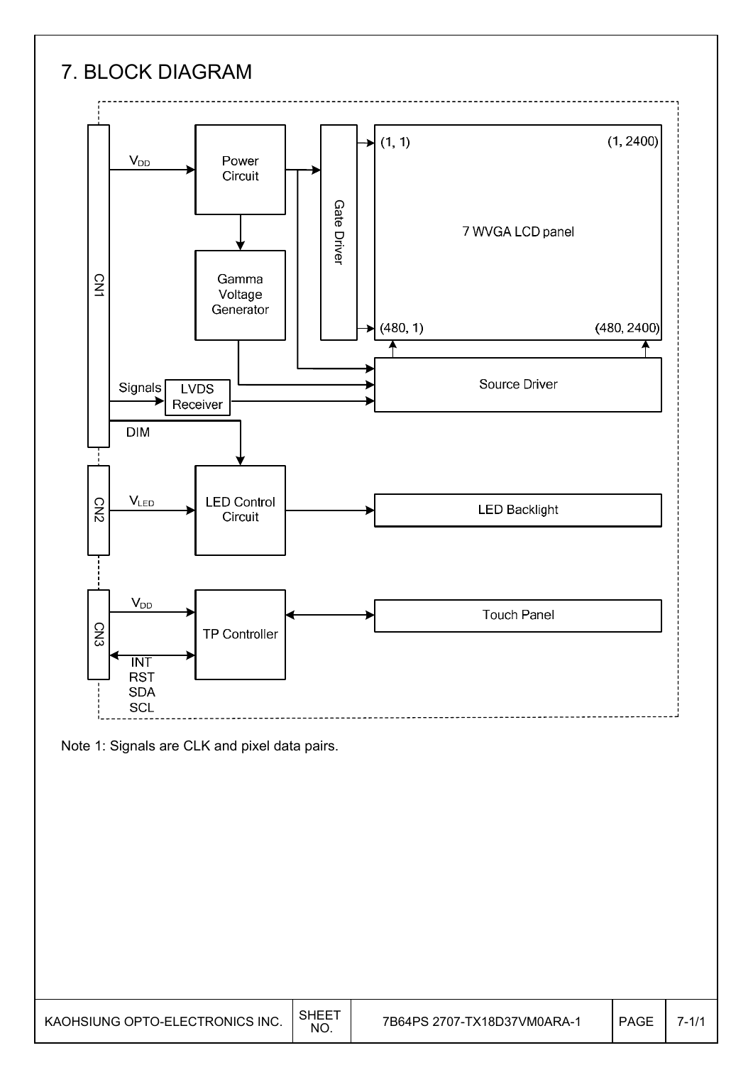# 7. BLOCK DIAGRAM

CN1

$V_{DD}$

Power Circuit

Gamma Voltage Generator

Gate Driver

(1, 1)

(1, 2400)

7 WVGA LCD panel

(480, 1)

(480, 2400)

Source Driver

Signals

LVDS Receiver

DIM

CN2

$V_{LED}$

LED Control Circuit

LED Backlight

CN3

$V_{DD}$

TP Controller

Touch Panel

INT
RST
SDA
SCL

Note 1: Signals are CLK and pixel data pairs.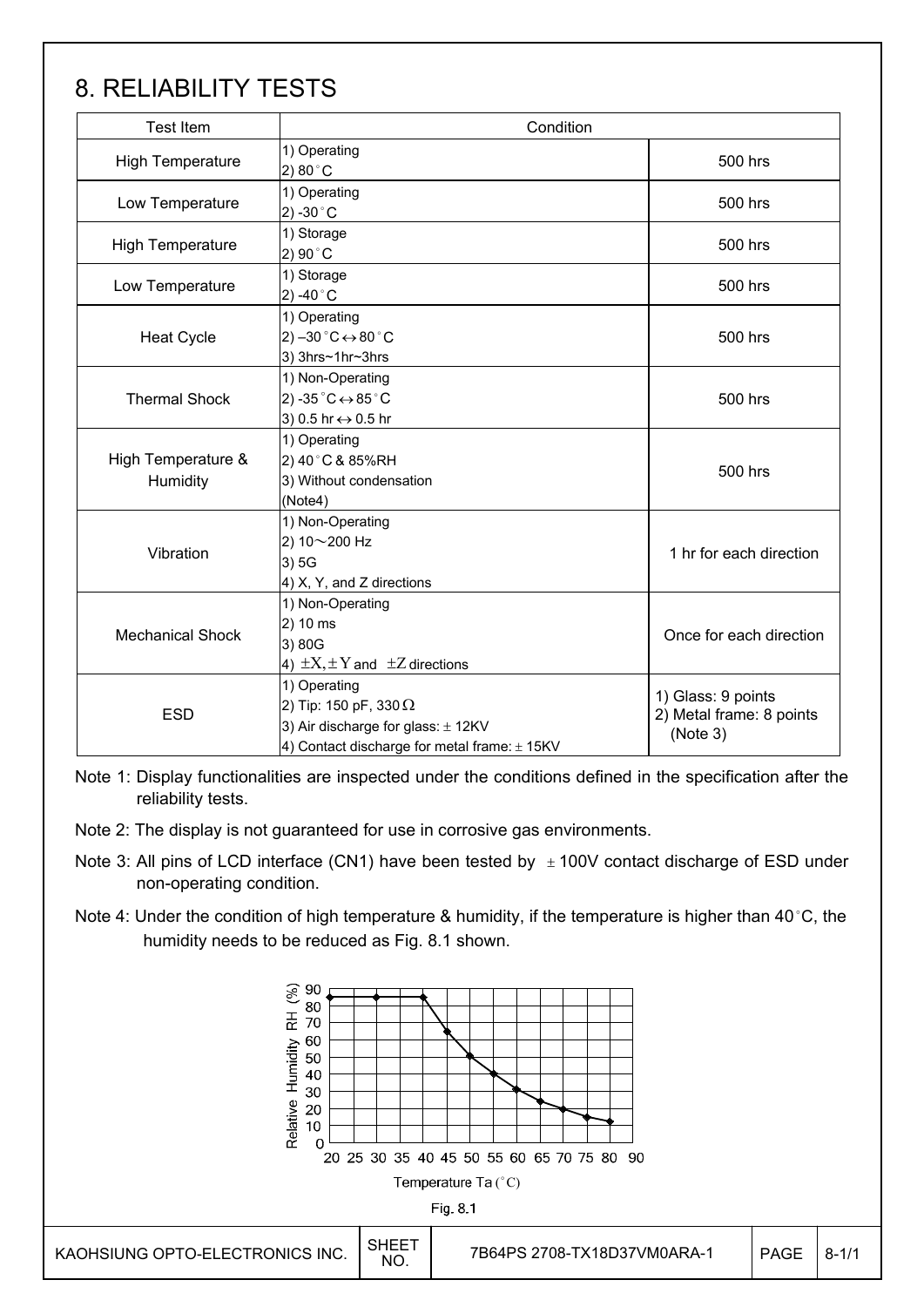# 8. RELIABILITY TESTS

| Test Item | Condition | |
|---|---|---|
| High Temperature | 1) Operating<br>2) 80°C | 500 hrs |
| Low Temperature | 1) Operating<br>2) -30°C | 500 hrs |
| High Temperature | 1) Storage<br>2) 90°C | 500 hrs |
| Low Temperature | 1) Storage<br>2) -40°C | 500 hrs |
| Heat Cycle | 1) Operating<br>2) –30°C ↔ 80°C<br>3) 3hrs~1hr~3hrs | 500 hrs |
| Thermal Shock | 1) Non-Operating<br>2) -35°C ↔ 85°C<br>3) 0.5 hr ↔ 0.5 hr | 500 hrs |
| High Temperature & Humidity | 1) Operating<br>2) 40°C & 85%RH<br>3) Without condensation<br>(Note4) | 500 hrs |
| Vibration | 1) Non-Operating<br>2) 10～200 Hz<br>3) 5G<br>4) X, Y, and Z directions | 1 hr for each direction |
| Mechanical Shock | 1) Non-Operating<br>2) 10 ms<br>3) 80G<br>4) ±X, ±Y and ±Z directions | Once for each direction |
| ESD | 1) Operating<br>2) Tip: 150 pF, 330 Ω<br>3) Air discharge for glass: ± 12KV<br>4) Contact discharge for metal frame: ± 15KV | 1) Glass: 9 points<br>2) Metal frame: 8 points (Note 3) |

Note 1: Display functionalities are inspected under the conditions defined in the specification after the reliability tests.

Note 2: The display is not guaranteed for use in corrosive gas environments.

Note 3: All pins of LCD interface (CN1) have been tested by ± 100V contact discharge of ESD under non-operating condition.

Note 4: Under the condition of high temperature & humidity, if the temperature is higher than 40°C, the humidity needs to be reduced as Fig. 8.1 shown.

Fig. 8.1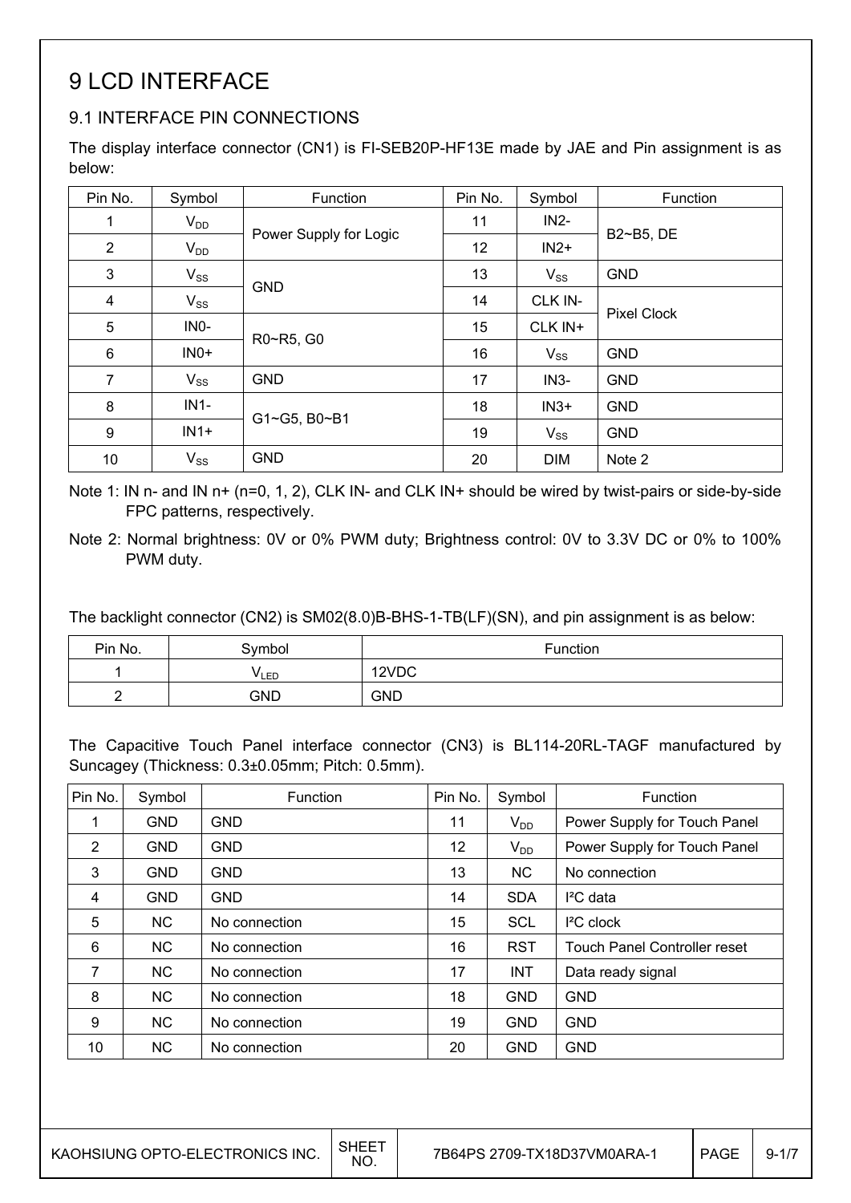# 9 LCD INTERFACE

## 9.1 INTERFACE PIN CONNECTIONS

The display interface connector (CN1) is FI-SEB20P-HF13E made by JAE and Pin assignment is as below:

| Pin No. | Symbol | Function | Pin No. | Symbol | Function |
|---|---|---|---|---|---|
| 1 | $V_{DD}$ | Power Supply for Logic | 11 | IN2- | B2~B5, DE |
| 2 | $V_{DD}$ | | 12 | IN2+ | |
| 3 | $V_{SS}$ | GND | 13 | $V_{SS}$ | GND |
| 4 | $V_{SS}$ | | 14 | CLK IN- | Pixel Clock |
| 5 | IN0- | R0~R5, G0 | 15 | CLK IN+ | |
| 6 | IN0+ | | 16 | $V_{SS}$ | GND |
| 7 | $V_{SS}$ | GND | 17 | IN3- | GND |
| 8 | IN1- | G1~G5, B0~B1 | 18 | IN3+ | GND |
| 9 | IN1+ | | 19 | $V_{SS}$ | GND |
| 10 | $V_{SS}$ | GND | 20 | DIM | Note 2 |

Note 1: IN n- and IN n+ (n=0, 1, 2), CLK IN- and CLK IN+ should be wired by twist-pairs or side-by-side FPC patterns, respectively.

Note 2: Normal brightness: 0V or 0% PWM duty; Brightness control: 0V to 3.3V DC or 0% to 100% PWM duty.

The backlight connector (CN2) is SM02(8.0)B-BHS-1-TB(LF)(SN), and pin assignment is as below:

| Pin No. | Symbol | Function |
|---|---|---|
| 1 | $V_{LED}$ | 12VDC |
| 2 | GND | GND |

The Capacitive Touch Panel interface connector (CN3) is BL114-20RL-TAGF manufactured by Suncagey (Thickness: 0.3±0.05mm; Pitch: 0.5mm).

| Pin No. | Symbol | Function | Pin No. | Symbol | Function |
|---|---|---|---|---|---|
| 1 | GND | GND | 11 | $V_{DD}$ | Power Supply for Touch Panel |
| 2 | GND | GND | 12 | $V_{DD}$ | Power Supply for Touch Panel |
| 3 | GND | GND | 13 | NC | No connection |
| 4 | GND | GND | 14 | SDA | I²C data |
| 5 | NC | No connection | 15 | SCL | I²C clock |
| 6 | NC | No connection | 16 | RST | Touch Panel Controller reset |
| 7 | NC | No connection | 17 | INT | Data ready signal |
| 8 | NC | No connection | 18 | GND | GND |
| 9 | NC | No connection | 19 | GND | GND |
| 10 | NC | No connection | 20 | GND | GND |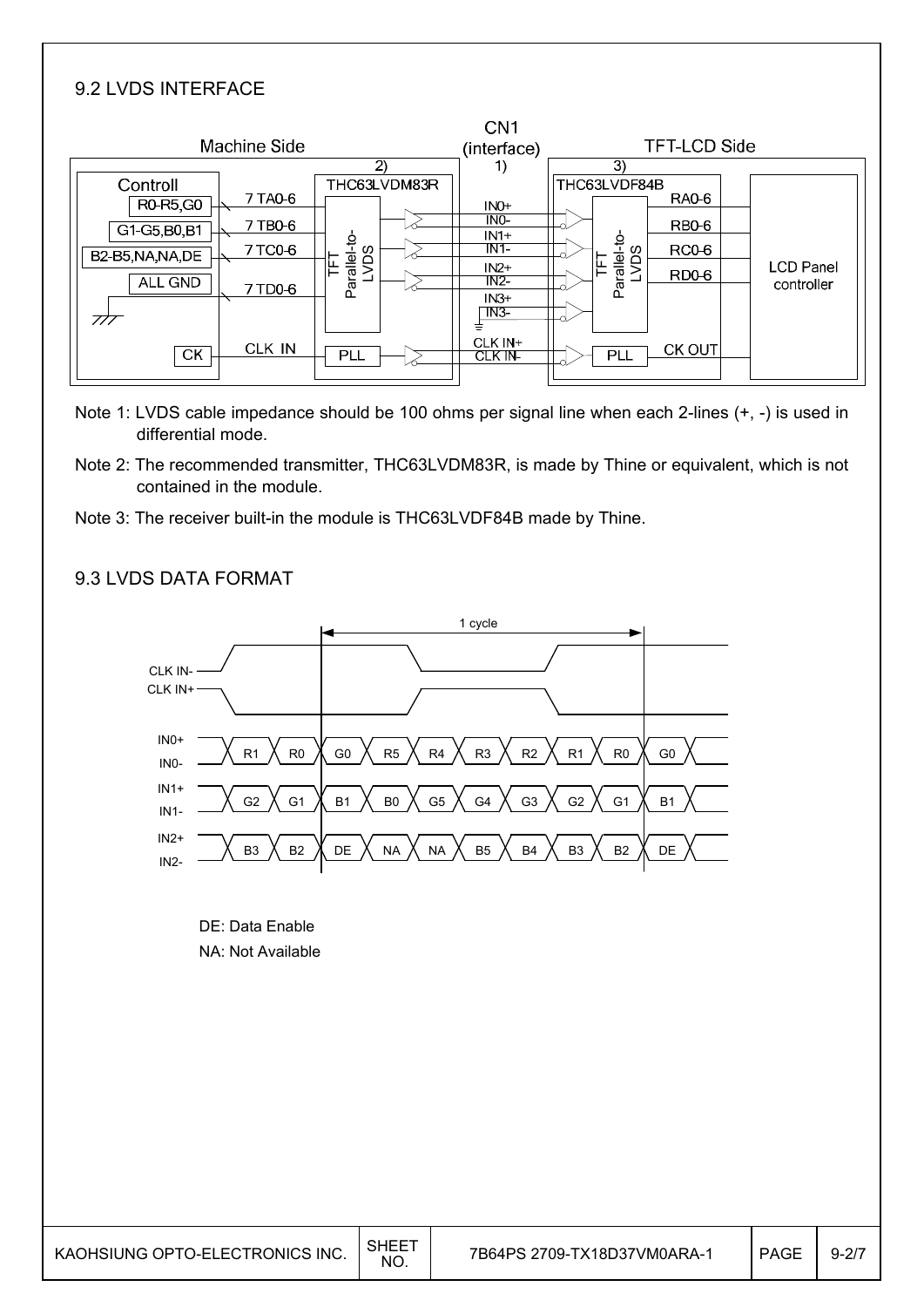## 9.2 LVDS INTERFACE

Note 1: LVDS cable impedance should be 100 ohms per signal line when each 2-lines (+, -) is used in differential mode.

Note 2: The recommended transmitter, THC63LVDM83R, is made by Thine or equivalent, which is not contained in the module.

Note 3: The receiver built-in the module is THC63LVDF84B made by Thine.

## 9.3 LVDS DATA FORMAT

DE: Data Enable

NA: Not Available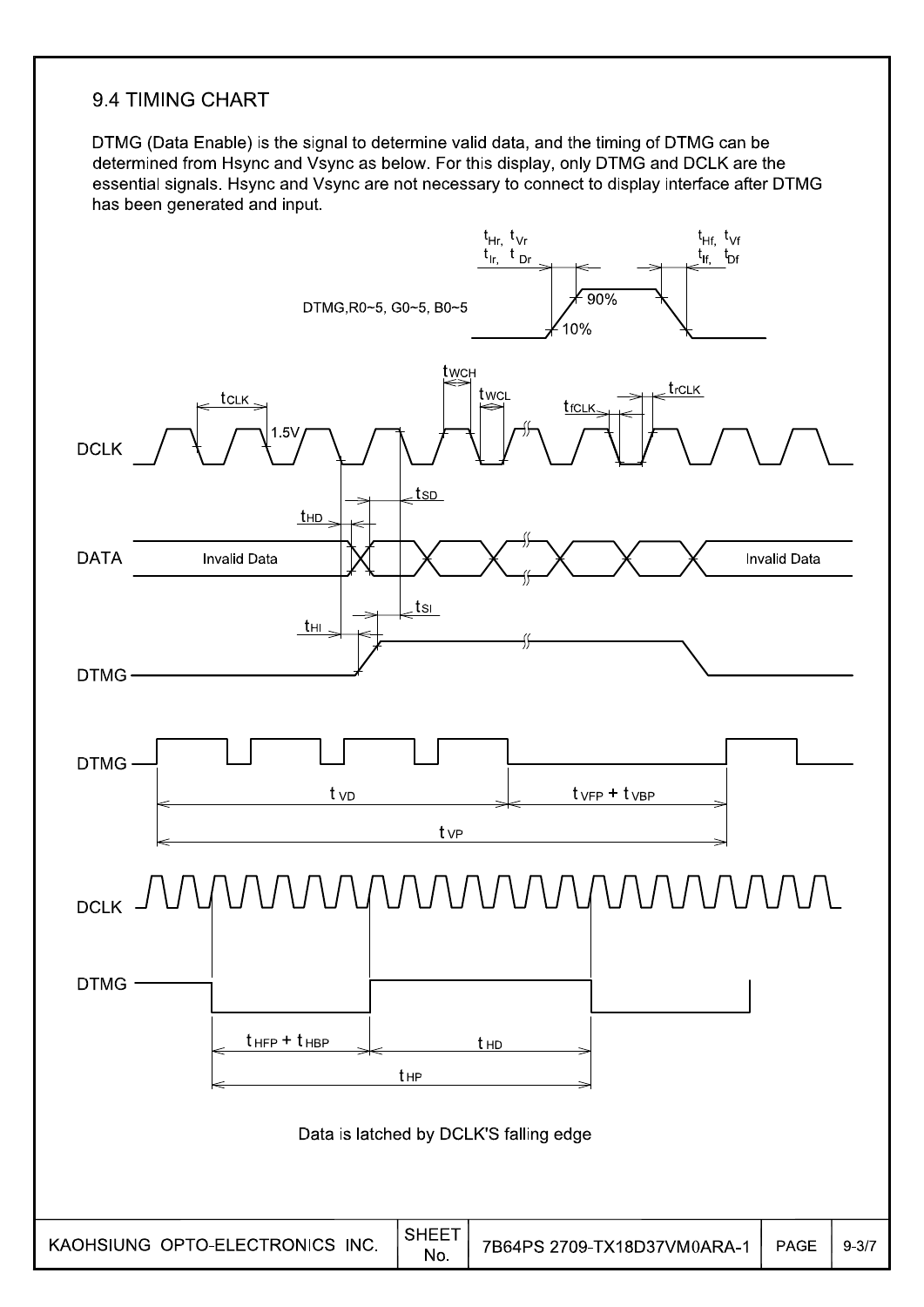## 9.4 TIMING CHART

DTMG (Data Enable) is the signal to determine valid data, and the timing of DTMG can be determined from Hsync and Vsync as below. For this display, only DTMG and DCLK are the essential signals. Hsync and Vsync are not necessary to connect to display interface after DTMG has been generated and input.

Data is latched by DCLK'S falling edge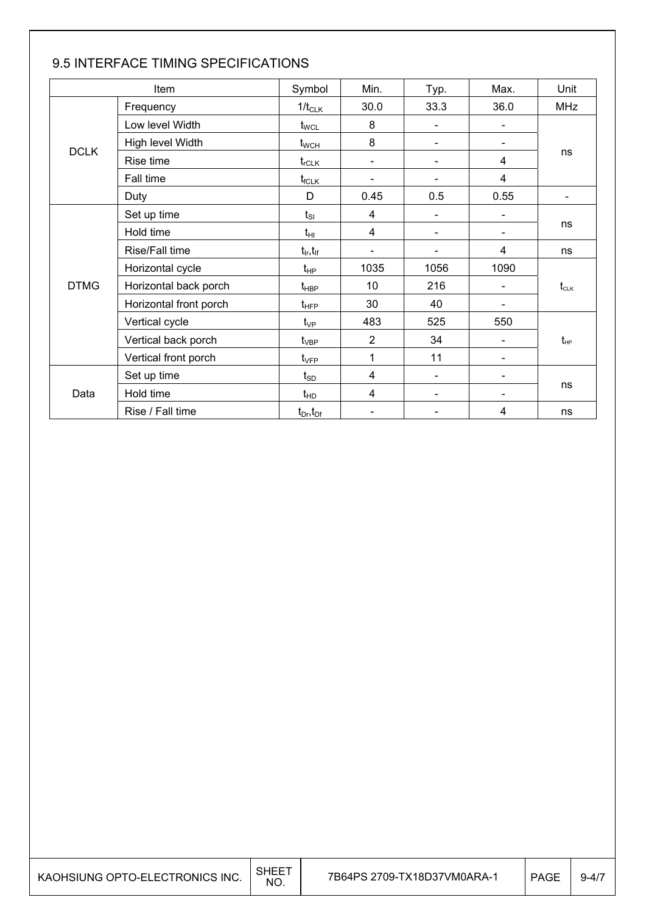## 9.5 INTERFACE TIMING SPECIFICATIONS

| Item | | Symbol | Min. | Typ. | Max. | Unit |
|---|---|---|---|---|---|---|
| DCLK | Frequency | $1/t_{CLK}$ | 30.0 | 33.3 | 36.0 | MHz |
| | Low level Width | $t_{WCL}$ | 8 | - | - | ns |
| | High level Width | $t_{WCH}$ | 8 | - | - | |
| | Rise time | $t_{rCLK}$ | - | - | 4 | |
| | Fall time | $t_{fCLK}$ | - | - | 4 | |
| | Duty | D | 0.45 | 0.5 | 0.55 | - |
| DTMG | Set up time | $t_{SI}$ | 4 | - | - | ns |
| | Hold time | $t_{HI}$ | 4 | - | - | |
| | Rise/Fall time | $t_{Ir}, t_{If}$ | - | - | 4 | ns |
| | Horizontal cycle | $t_{HP}$ | 1035 | 1056 | 1090 | $t_{CLK}$ |
| | Horizontal back porch | $t_{HBP}$ | 10 | 216 | - | |
| | Horizontal front porch | $t_{HFP}$ | 30 | 40 | - | |
| | Vertical cycle | $t_{VP}$ | 483 | 525 | 550 | $t_{HP}$ |
| | Vertical back porch | $t_{VBP}$ | 2 | 34 | - | |
| | Vertical front porch | $t_{VFP}$ | 1 | 11 | - | |
| Data | Set up time | $t_{SD}$ | 4 | - | - | ns |
| | Hold time | $t_{HD}$ | 4 | - | - | |
| | Rise / Fall time | $t_{Dr}, t_{Df}$ | - | - | 4 | ns |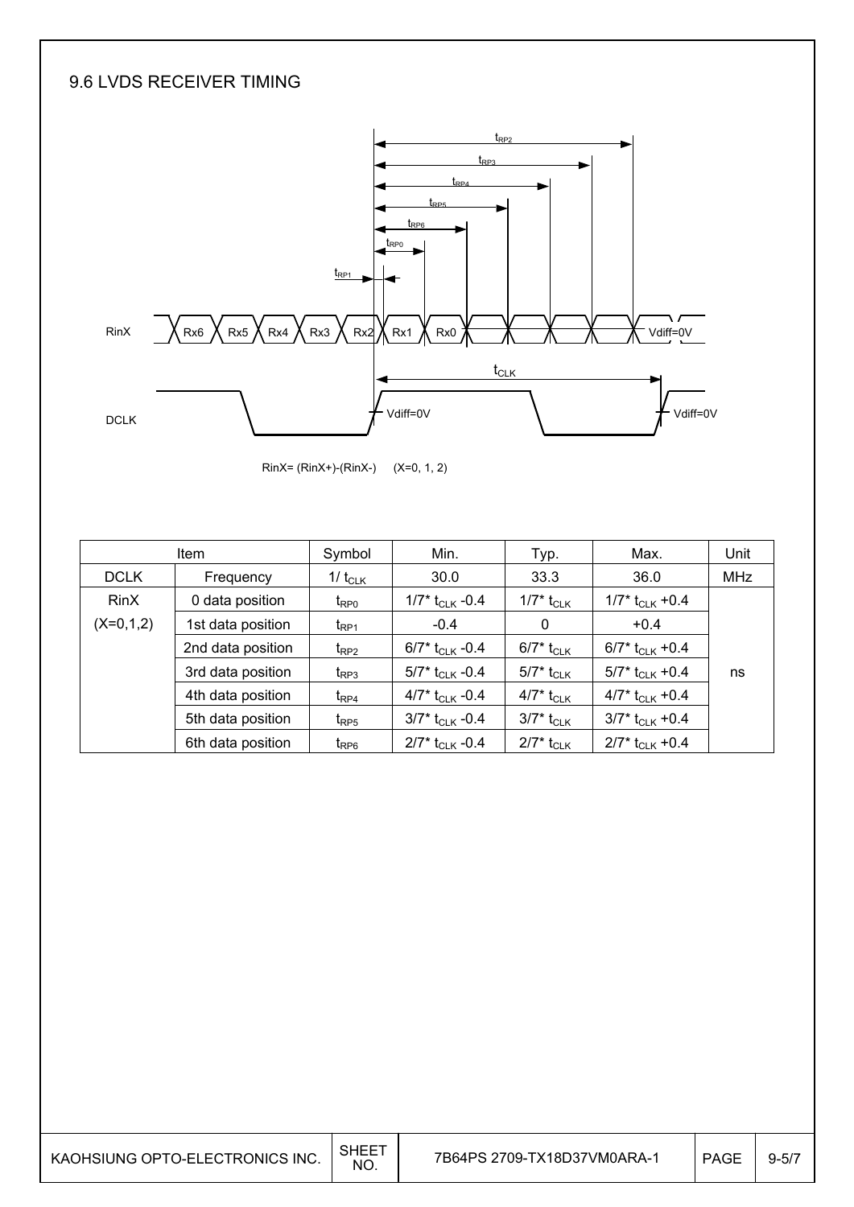## 9.6 LVDS RECEIVER TIMING

RinX= (RinX+)-(RinX-)   (X=0, 1, 2)

| Item | | Symbol | Min. | Typ. | Max. | Unit |
|---|---|---|---|---|---|---|
| DCLK | Frequency | $1/t_{CLK}$ | 30.0 | 33.3 | 36.0 | MHz |
| RinX (X=0,1,2) | 0 data position | $t_{RP0}$ | $1/7 * t_{CLK} - 0.4$ | $1/7 * t_{CLK}$ | $1/7 * t_{CLK} + 0.4$ | ns |
| | 1st data position | $t_{RP1}$ | -0.4 | 0 | +0.4 | |
| | 2nd data position | $t_{RP2}$ | $6/7 * t_{CLK} - 0.4$ | $6/7 * t_{CLK}$ | $6/7 * t_{CLK} + 0.4$ | |
| | 3rd data position | $t_{RP3}$ | $5/7 * t_{CLK} - 0.4$ | $5/7 * t_{CLK}$ | $5/7 * t_{CLK} + 0.4$ | |
| | 4th data position | $t_{RP4}$ | $4/7 * t_{CLK} - 0.4$ | $4/7 * t_{CLK}$ | $4/7 * t_{CLK} + 0.4$ | |
| | 5th data position | $t_{RP5}$ | $3/7 * t_{CLK} - 0.4$ | $3/7 * t_{CLK}$ | $3/7 * t_{CLK} + 0.4$ | |
| | 6th data position | $t_{RP6}$ | $2/7 * t_{CLK} - 0.4$ | $2/7 * t_{CLK}$ | $2/7 * t_{CLK} + 0.4$ | |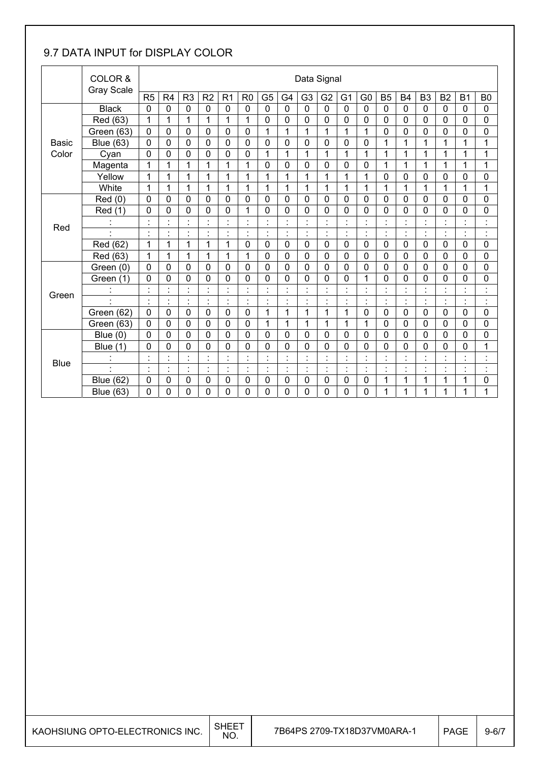## 9.7 DATA INPUT for DISPLAY COLOR

| | COLOR & Gray Scale | Data Signal | | | | | | | | | | | | | | | | | |
|---|---|---|---|---|---|---|---|---|---|---|---|---|---|---|---|---|---|---|---|
| | | R5 | R4 | R3 | R2 | R1 | R0 | G5 | G4 | G3 | G2 | G1 | G0 | B5 | B4 | B3 | B2 | B1 | B0 |
| Basic Color | Black | 0 | 0 | 0 | 0 | 0 | 0 | 0 | 0 | 0 | 0 | 0 | 0 | 0 | 0 | 0 | 0 | 0 | 0 |
| | Red (63) | 1 | 1 | 1 | 1 | 1 | 1 | 0 | 0 | 0 | 0 | 0 | 0 | 0 | 0 | 0 | 0 | 0 | 0 |
| | Green (63) | 0 | 0 | 0 | 0 | 0 | 0 | 1 | 1 | 1 | 1 | 1 | 1 | 0 | 0 | 0 | 0 | 0 | 0 |
| | Blue (63) | 0 | 0 | 0 | 0 | 0 | 0 | 0 | 0 | 0 | 0 | 0 | 0 | 1 | 1 | 1 | 1 | 1 | 1 |
| | Cyan | 0 | 0 | 0 | 0 | 0 | 0 | 1 | 1 | 1 | 1 | 1 | 1 | 1 | 1 | 1 | 1 | 1 | 1 |
| | Magenta | 1 | 1 | 1 | 1 | 1 | 1 | 0 | 0 | 0 | 0 | 0 | 0 | 1 | 1 | 1 | 1 | 1 | 1 |
| | Yellow | 1 | 1 | 1 | 1 | 1 | 1 | 1 | 1 | 1 | 1 | 1 | 1 | 0 | 0 | 0 | 0 | 0 | 0 |
| | White | 1 | 1 | 1 | 1 | 1 | 1 | 1 | 1 | 1 | 1 | 1 | 1 | 1 | 1 | 1 | 1 | 1 | 1 |
| Red | Red (0) | 0 | 0 | 0 | 0 | 0 | 0 | 0 | 0 | 0 | 0 | 0 | 0 | 0 | 0 | 0 | 0 | 0 | 0 |
| | Red (1) | 0 | 0 | 0 | 0 | 0 | 1 | 0 | 0 | 0 | 0 | 0 | 0 | 0 | 0 | 0 | 0 | 0 | 0 |
| | : | : | : | : | : | : | : | : | : | : | : | : | : | : | : | : | : | : | : |
| | : | : | : | : | : | : | : | : | : | : | : | : | : | : | : | : | : | : | : |
| | Red (62) | 1 | 1 | 1 | 1 | 1 | 0 | 0 | 0 | 0 | 0 | 0 | 0 | 0 | 0 | 0 | 0 | 0 | 0 |
| | Red (63) | 1 | 1 | 1 | 1 | 1 | 1 | 0 | 0 | 0 | 0 | 0 | 0 | 0 | 0 | 0 | 0 | 0 | 0 |
| Green | Green (0) | 0 | 0 | 0 | 0 | 0 | 0 | 0 | 0 | 0 | 0 | 0 | 0 | 0 | 0 | 0 | 0 | 0 | 0 |
| | Green (1) | 0 | 0 | 0 | 0 | 0 | 0 | 0 | 0 | 0 | 0 | 0 | 1 | 0 | 0 | 0 | 0 | 0 | 0 |
| | : | : | : | : | : | : | : | : | : | : | : | : | : | : | : | : | : | : | : |
| | : | : | : | : | : | : | : | : | : | : | : | : | : | : | : | : | : | : | : |
| | Green (62) | 0 | 0 | 0 | 0 | 0 | 0 | 1 | 1 | 1 | 1 | 1 | 0 | 0 | 0 | 0 | 0 | 0 | 0 |
| | Green (63) | 0 | 0 | 0 | 0 | 0 | 0 | 1 | 1 | 1 | 1 | 1 | 1 | 0 | 0 | 0 | 0 | 0 | 0 |
| Blue | Blue (0) | 0 | 0 | 0 | 0 | 0 | 0 | 0 | 0 | 0 | 0 | 0 | 0 | 0 | 0 | 0 | 0 | 0 | 0 |
| | Blue (1) | 0 | 0 | 0 | 0 | 0 | 0 | 0 | 0 | 0 | 0 | 0 | 0 | 0 | 0 | 0 | 0 | 0 | 1 |
| | : | : | : | : | : | : | : | : | : | : | : | : | : | : | : | : | : | : | : |
| | : | : | : | : | : | : | : | : | : | : | : | : | : | : | : | : | : | : | : |
| | Blue (62) | 0 | 0 | 0 | 0 | 0 | 0 | 0 | 0 | 0 | 0 | 0 | 0 | 1 | 1 | 1 | 1 | 1 | 0 |
| | Blue (63) | 0 | 0 | 0 | 0 | 0 | 0 | 0 | 0 | 0 | 0 | 0 | 0 | 1 | 1 | 1 | 1 | 1 | 1 |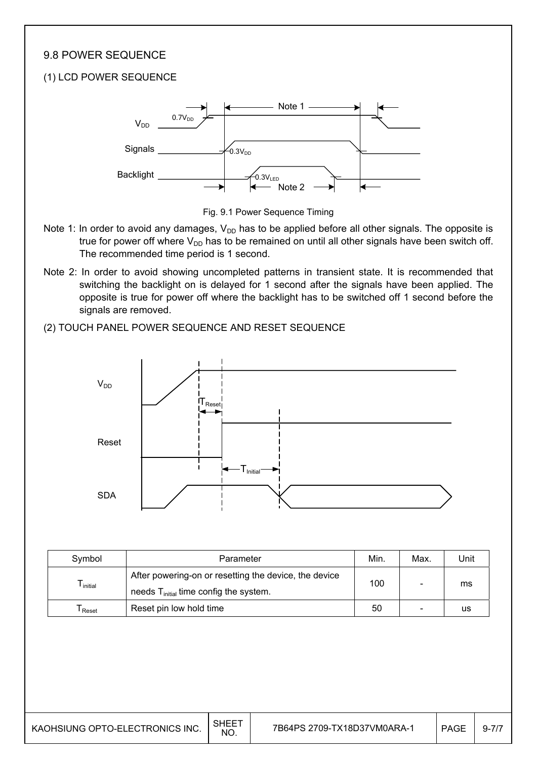## 9.8 POWER SEQUENCE

### (1) LCD POWER SEQUENCE

Fig. 9.1 Power Sequence Timing

Note 1: In order to avoid any damages, $V_{DD}$ has to be applied before all other signals. The opposite is true for power off where $V_{DD}$ has to be remained on until all other signals have been switch off. The recommended time period is 1 second.

Note 2: In order to avoid showing uncompleted patterns in transient state. It is recommended that switching the backlight on is delayed for 1 second after the signals have been applied. The opposite is true for power off where the backlight has to be switched off 1 second before the signals are removed.

### (2) TOUCH PANEL POWER SEQUENCE AND RESET SEQUENCE

| Symbol | Parameter | Min. | Max. | Unit |
|---|---|---|---|---|
| $T_{initial}$ | After powering-on or resetting the device, the device needs $T_{initial}$ time config the system. | 100 | - | ms |
| $T_{Reset}$ | Reset pin low hold time | 50 | - | us |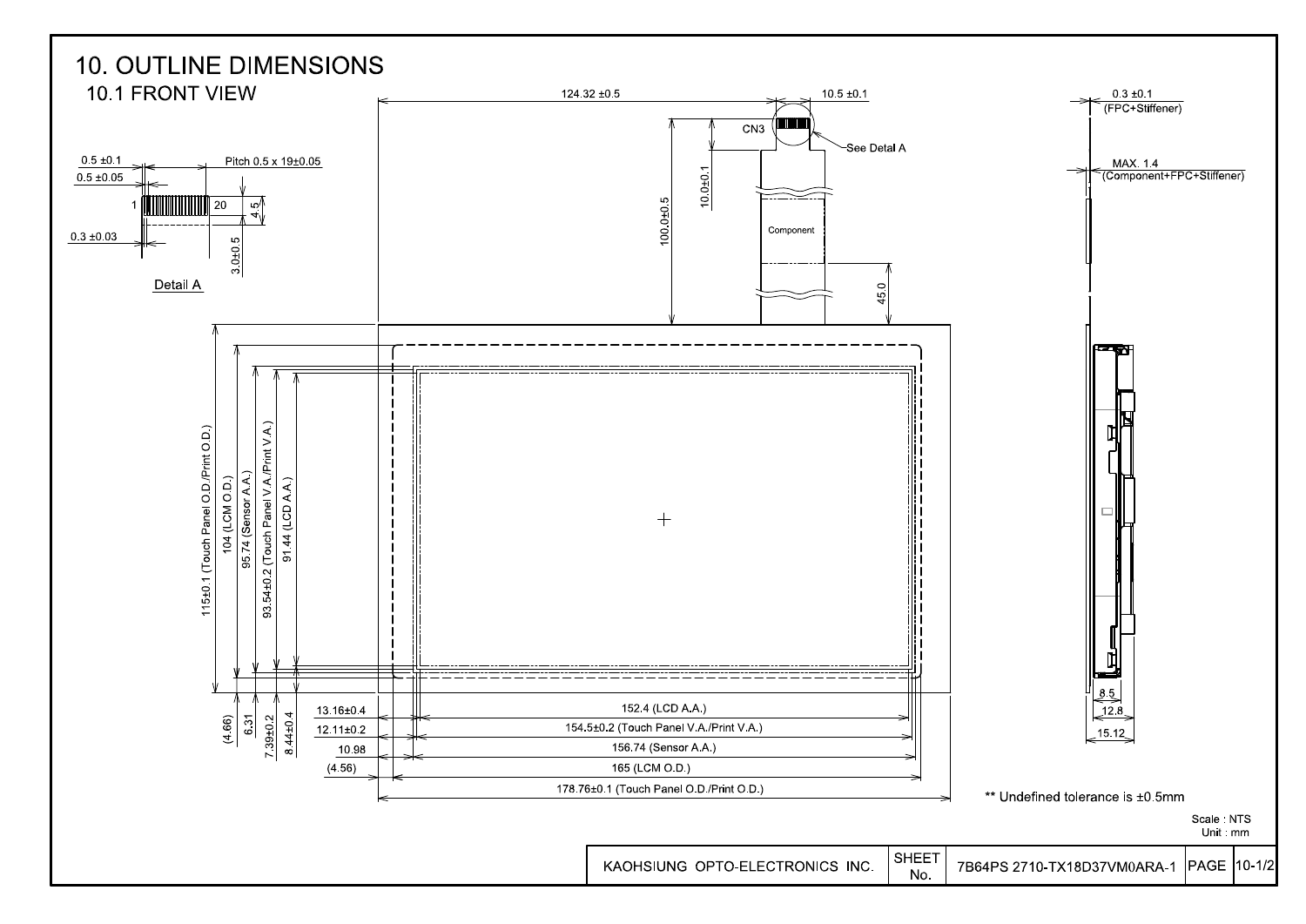# 10. OUTLINE DIMENSIONS

## 10.1 FRONT VIEW

Detail A

0.5 ±0.1

0.5 ±0.05

Pitch 0.5 x 19±0.05

1

20

4.5

0.3 ±0.03

3.0±0.5

124.32 ±0.5

10.5 ±0.1

CN3

See Detal A

10.0±0.1

100.0±0.5

Component

45.0

0.3 ±0.1
(FPC+Stiffener)

MAX. 1.4
(Component+FPC+Stiffener)

115±0.1 (Touch Panel O.D./Print O.D.)

104 (LCM O.D.)

95.74 (Sensor A.A.)

93.54±0.2 (Touch Panel V.A./Print V.A.)

91.44 (LCD A.A.)

(4.66)

6.31

7.39±0.2

8.44±0.4

13.16±0.4

12.11±0.2

10.98

(4.56)

152.4 (LCD A.A.)

154.5±0.2 (Touch Panel V.A./Print V.A.)

156.74 (Sensor A.A.)

165 (LCM O.D.)

178.76±0.1 (Touch Panel O.D./Print O.D.)

8.5

12.8

15.12

** Undefined tolerance is ±0.5mm

Scale : NTS
Unit : mm

| KAOHSIUNG OPTO-ELECTRONICS INC. | SHEET No. | 7B64PS 2710-TX18D37VM0ARA-1 | PAGE | 10-1/2 |
|---|---|---|---|---|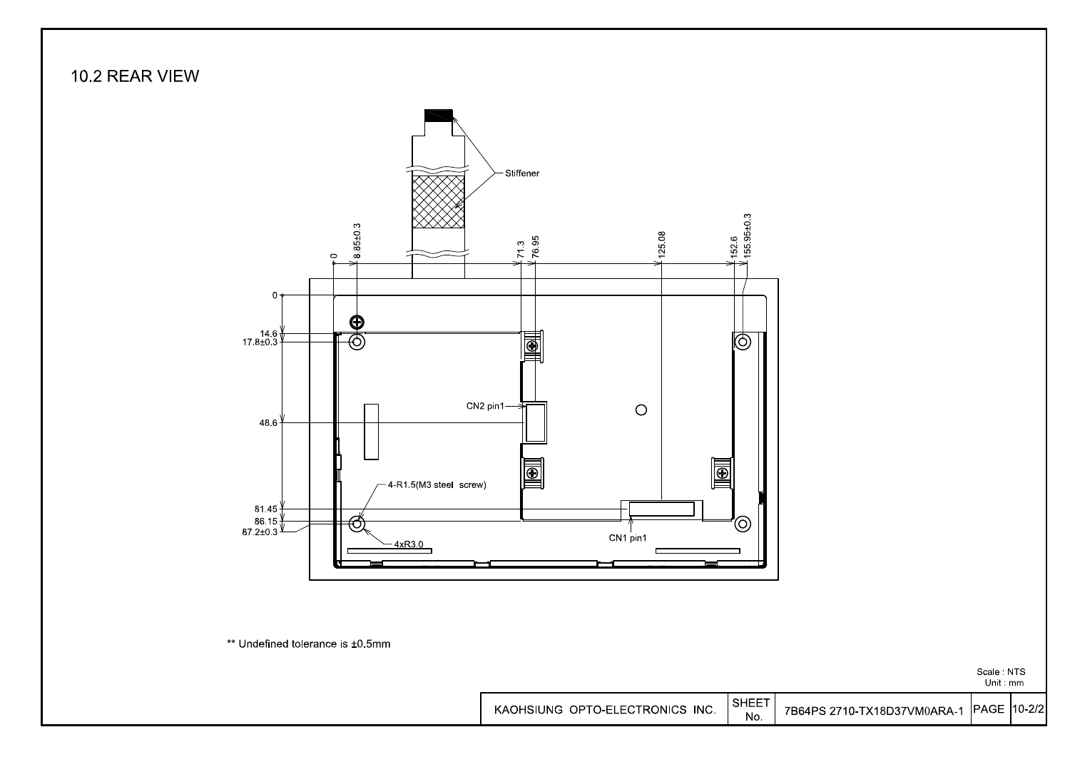## 10.2 REAR VIEW

Stiffener

0, 8.85±0.3, 71.3, 76.95, 125.08, 152.6, 155.95±0.3

0, 14.6, 17.8±0.3, 48.6, 81.45, 86.15, 87.2±0.3

CN2 pin1

4-R1.5(M3 steel screw)

4xR3.0

CN1 pin1

** Undefined tolerance is ±0.5mm

Scale : NTS
Unit : mm

| KAOHSIUNG OPTO-ELECTRONICS INC. | SHEET No. | 7B64PS 2710-TX18D37VM0ARA-1 | PAGE | 10-2/2 |
|---|---|---|---|---|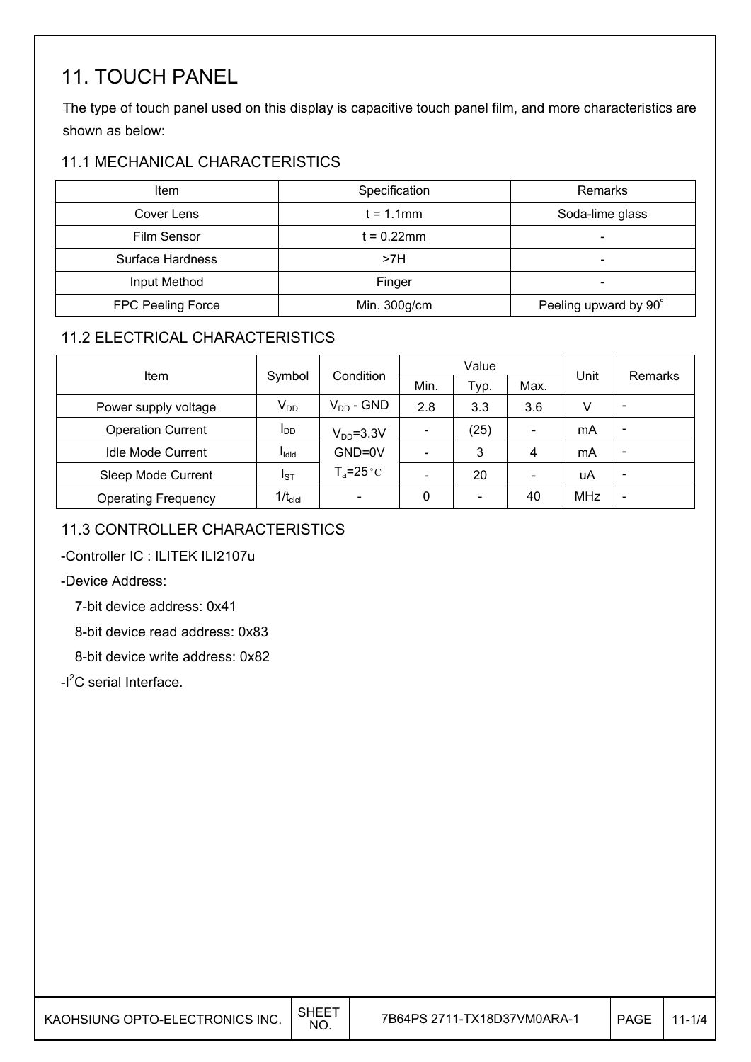# 11. TOUCH PANEL

The type of touch panel used on this display is capacitive touch panel film, and more characteristics are shown as below:

## 11.1 MECHANICAL CHARACTERISTICS

| Item | Specification | Remarks |
|---|---|---|
| Cover Lens | t = 1.1mm | Soda-lime glass |
| Film Sensor | t = 0.22mm | - |
| Surface Hardness | >7H | - |
| Input Method | Finger | - |
| FPC Peeling Force | Min. 300g/cm | Peeling upward by 90˚ |

## 11.2 ELECTRICAL CHARACTERISTICS

| Item | Symbol | Condition | Value | | | Unit | Remarks |
|---|---|---|---|---|---|---|---|
| | | | Min. | Typ. | Max. | | |
| Power supply voltage | $V_{DD}$ | $V_{DD}$ - GND | 2.8 | 3.3 | 3.6 | V | - |
| Operation Current | $I_{DD}$ | $V_{DD}$=3.3V GND=0V $T_a$=25°C | - | (25) | - | mA | - |
| Idle Mode Current | $I_{Idld}$ | | - | 3 | 4 | mA | - |
| Sleep Mode Current | $I_{ST}$ | | - | 20 | - | uA | - |
| Operating Frequency | $1/t_{clcl}$ | - | 0 | - | 40 | MHz | - |

## 11.3 CONTROLLER CHARACTERISTICS

-Controller IC : ILITEK ILI2107u

-Device Address:

7-bit device address: 0x41

8-bit device read address: 0x83

8-bit device write address: 0x82

-$I^2C$ serial Interface.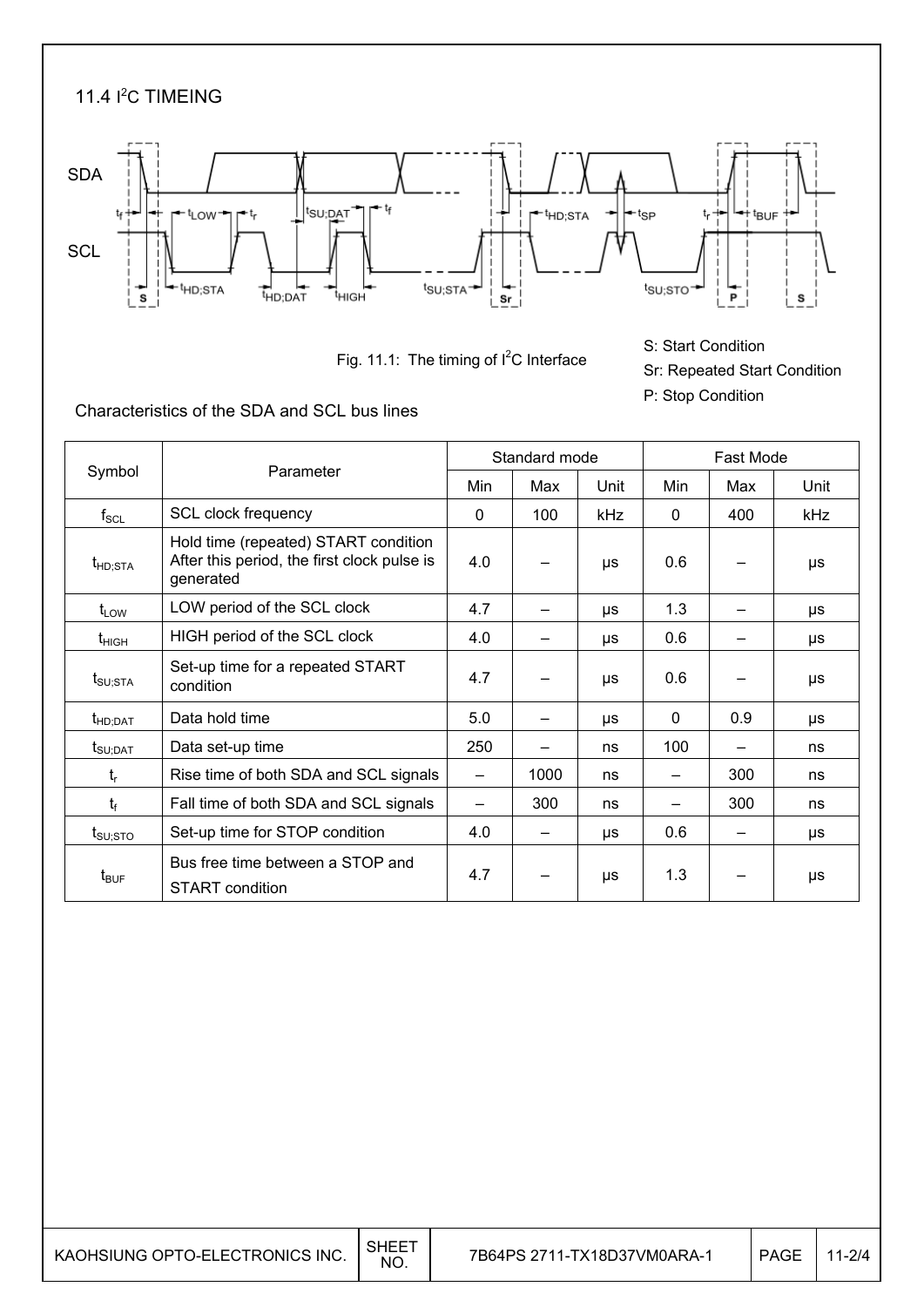## 11.4 I$^2$C TIMEING

Fig. 11.1: The timing of I$^2$C Interface

S: Start Condition

Sr: Repeated Start Condition

P: Stop Condition

Characteristics of the SDA and SCL bus lines

| Symbol | Parameter | Standard mode | | | Fast Mode | | |
|---|---|---|---|---|---|---|---|
| | | Min | Max | Unit | Min | Max | Unit |
| $f_{SCL}$ | SCL clock frequency | 0 | 100 | kHz | 0 | 400 | kHz |
| $t_{HD;STA}$ | Hold time (repeated) START condition After this period, the first clock pulse is generated | 4.0 | – | μs | 0.6 | – | μs |
| $t_{LOW}$ | LOW period of the SCL clock | 4.7 | – | μs | 1.3 | – | μs |
| $t_{HIGH}$ | HIGH period of the SCL clock | 4.0 | – | μs | 0.6 | – | μs |
| $t_{SU;STA}$ | Set-up time for a repeated START condition | 4.7 | – | μs | 0.6 | – | μs |
| $t_{HD;DAT}$ | Data hold time | 5.0 | – | μs | 0 | 0.9 | μs |
| $t_{SU;DAT}$ | Data set-up time | 250 | – | ns | 100 | – | ns |
| $t_r$ | Rise time of both SDA and SCL signals | – | 1000 | ns | – | 300 | ns |
| $t_f$ | Fall time of both SDA and SCL signals | – | 300 | ns | – | 300 | ns |
| $t_{SU;STO}$ | Set-up time for STOP condition | 4.0 | – | μs | 0.6 | – | μs |
| $t_{BUF}$ | Bus free time between a STOP and START condition | 4.7 | – | μs | 1.3 | – | μs |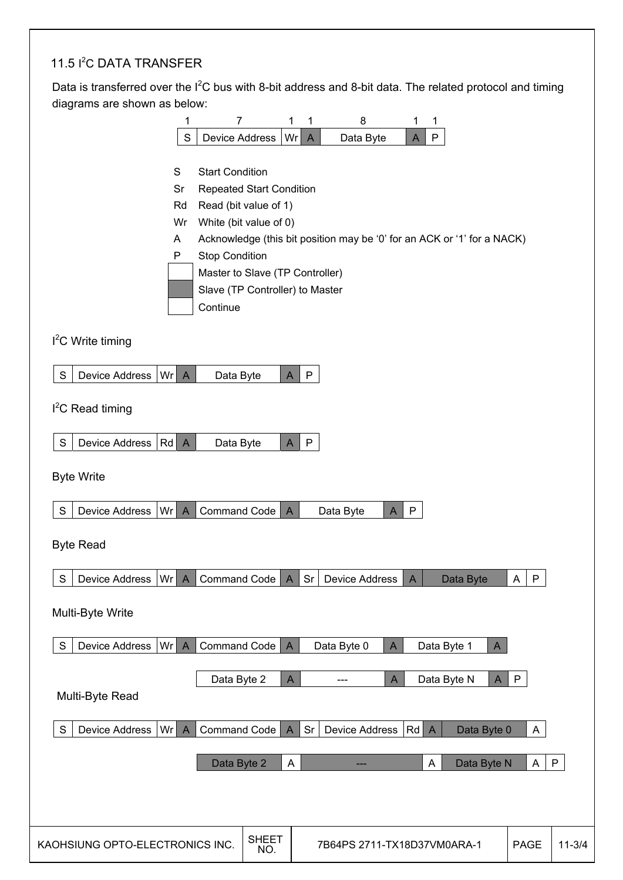## 11.5 I²C DATA TRANSFER

Data is transferred over the I²C bus with 8-bit address and 8-bit data. The related protocol and timing diagrams are shown as below:

| 1 | 7 | 1 | 1 | 8 | 1 | 1 |
|---|---|---|---|---|---|---|
| S | Device Address | Wr | A | Data Byte | A | P |

- S — Start Condition
- Sr — Repeated Start Condition
- Rd — Read (bit value of 1)
- Wr — White (bit value of 0)
- A — Acknowledge (this bit position may be '0' for an ACK or '1' for a NACK)
- P — Stop Condition
- (white box) — Master to Slave (TP Controller)
- (gray box) — Slave (TP Controller) to Master
- (white box) — Continue

I²C Write timing

| S | Device Address | Wr | A | Data Byte | A | P |
|---|---|---|---|---|---|---|

I²C Read timing

| S | Device Address | Rd | A | Data Byte | A | P |
|---|---|---|---|---|---|---|

Byte Write

| S | Device Address | Wr | A | Command Code | A | Data Byte | A | P |
|---|---|---|---|---|---|---|---|---|

Byte Read

| S | Device Address | Wr | A | Command Code | A | Sr | Device Address | A | Data Byte | A | P |
|---|---|---|---|---|---|---|---|---|---|---|---|

Multi-Byte Write

| S | Device Address | Wr | A | Command Code | A | Data Byte 0 | A | Data Byte 1 | A |
|---|---|---|---|---|---|---|---|---|---|

| Data Byte 2 | A | --- | A | Data Byte N | A | P |
|---|---|---|---|---|---|---|

Multi-Byte Read

| S | Device Address | Wr | A | Command Code | A | Sr | Device Address | Rd | A | Data Byte 0 | A |
|---|---|---|---|---|---|---|---|---|---|---|---|

| Data Byte 2 | A | --- | A | Data Byte N | A | P |
|---|---|---|---|---|---|---|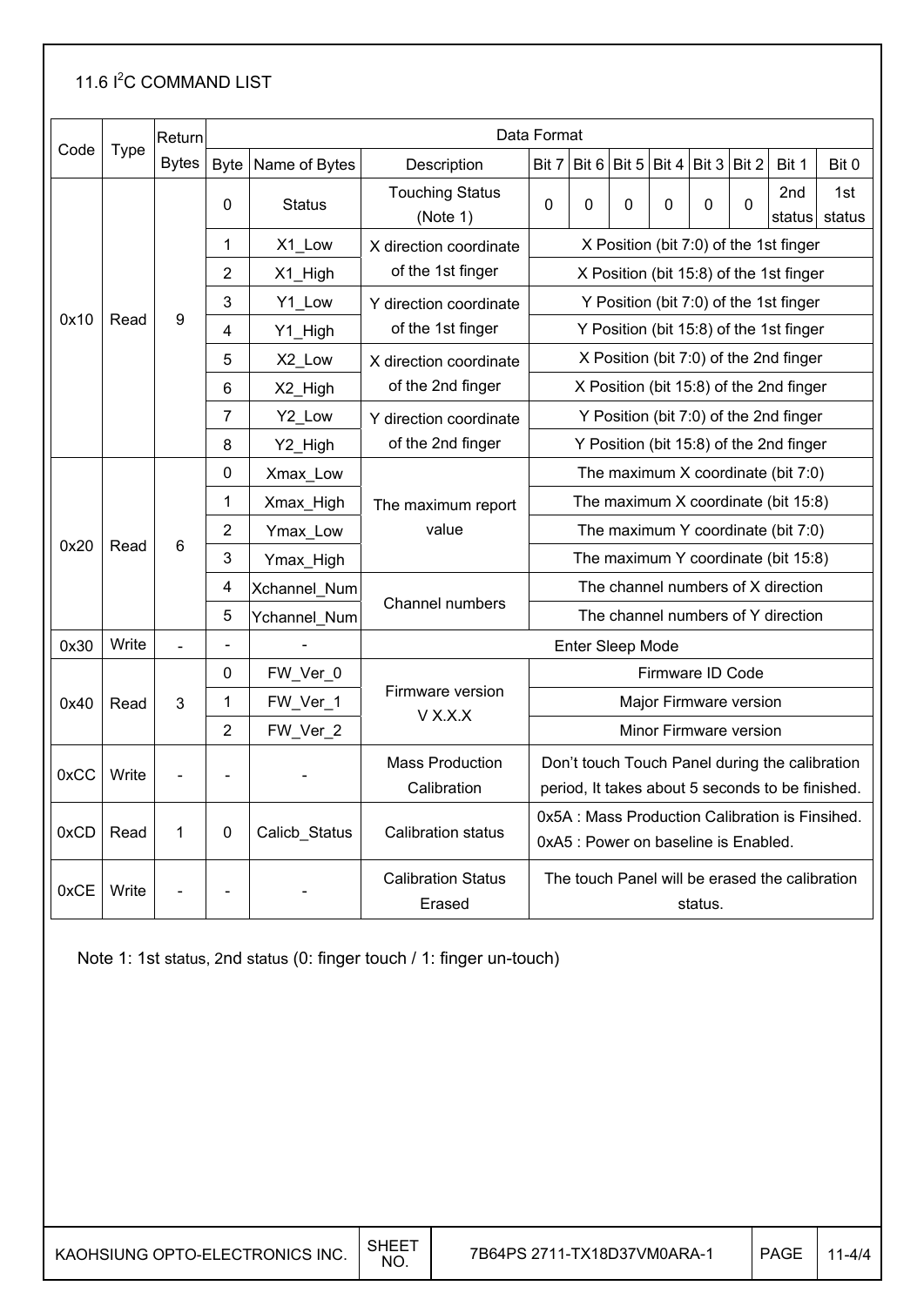## 11.6 $I^2C$ COMMAND LIST

| Code | Type | Return Bytes | Byte | Name of Bytes | Description | Bit 7 | Bit 6 | Bit 5 | Bit 4 | Bit 3 | Bit 2 | Bit 1 | Bit 0 |
|---|---|---|---|---|---|---|---|---|---|---|---|---|---|
| 0x10 | Read | 9 | 0 | Status | Touching Status (Note 1) | 0 | 0 | 0 | 0 | 0 | 0 | 2nd status | 1st status |
| | | | 1 | X1_Low | X direction coordinate of the 1st finger | X Position (bit 7:0) of the 1st finger | | | | | | | |
| | | | 2 | X1_High | | X Position (bit 15:8) of the 1st finger | | | | | | | |
| | | | 3 | Y1_Low | Y direction coordinate of the 1st finger | Y Position (bit 7:0) of the 1st finger | | | | | | | |
| | | | 4 | Y1_High | | Y Position (bit 15:8) of the 1st finger | | | | | | | |
| | | | 5 | X2_Low | X direction coordinate of the 2nd finger | X Position (bit 7:0) of the 2nd finger | | | | | | | |
| | | | 6 | X2_High | | X Position (bit 15:8) of the 2nd finger | | | | | | | |
| | | | 7 | Y2_Low | Y direction coordinate of the 2nd finger | Y Position (bit 7:0) of the 2nd finger | | | | | | | |
| | | | 8 | Y2_High | | Y Position (bit 15:8) of the 2nd finger | | | | | | | |
| 0x20 | Read | 6 | 0 | Xmax_Low | The maximum report value | The maximum X coordinate (bit 7:0) | | | | | | | |
| | | | 1 | Xmax_High | | The maximum X coordinate (bit 15:8) | | | | | | | |
| | | | 2 | Ymax_Low | | The maximum Y coordinate (bit 7:0) | | | | | | | |
| | | | 3 | Ymax_High | | The maximum Y coordinate (bit 15:8) | | | | | | | |
| | | | 4 | Xchannel_Num | Channel numbers | The channel numbers of X direction | | | | | | | |
| | | | 5 | Ychannel_Num | | The channel numbers of Y direction | | | | | | | |
| 0x30 | Write | - | - | - | Enter Sleep Mode | | | | | | | | |
| 0x40 | Read | 3 | 0 | FW_Ver_0 | Firmware version V X.X.X | Firmware ID Code | | | | | | | |
| | | | 1 | FW_Ver_1 | | Major Firmware version | | | | | | | |
| | | | 2 | FW_Ver_2 | | Minor Firmware version | | | | | | | |
| 0xCC | Write | - | - | - | Mass Production Calibration | Don't touch Touch Panel during the calibration period, It takes about 5 seconds to be finished. | | | | | | | |
| 0xCD | Read | 1 | 0 | Calicb_Status | Calibration status | 0x5A : Mass Production Calibration is Finsihed. 0xA5 : Power on baseline is Enabled. | | | | | | | |
| 0xCE | Write | - | - | - | Calibration Status Erased | The touch Panel will be erased the calibration status. | | | | | | | |

Note 1: 1st status, 2nd status (0: finger touch / 1: finger un-touch)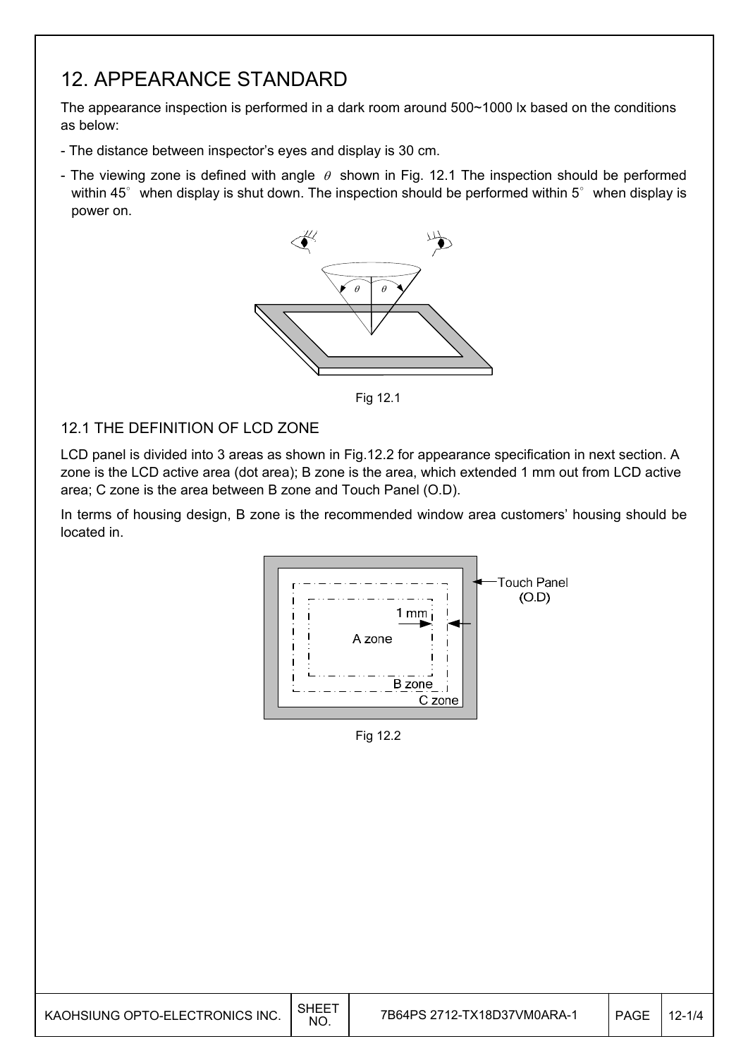# 12. APPEARANCE STANDARD

The appearance inspection is performed in a dark room around 500~1000 lx based on the conditions as below:

- The distance between inspector's eyes and display is 30 cm.
- The viewing zone is defined with angle $\theta$ shown in Fig. 12.1 The inspection should be performed within 45° when display is shut down. The inspection should be performed within 5° when display is power on.

Fig 12.1

## 12.1 THE DEFINITION OF LCD ZONE

LCD panel is divided into 3 areas as shown in Fig.12.2 for appearance specification in next section. A zone is the LCD active area (dot area); B zone is the area, which extended 1 mm out from LCD active area; C zone is the area between B zone and Touch Panel (O.D).

In terms of housing design, B zone is the recommended window area customers' housing should be located in.

Fig 12.2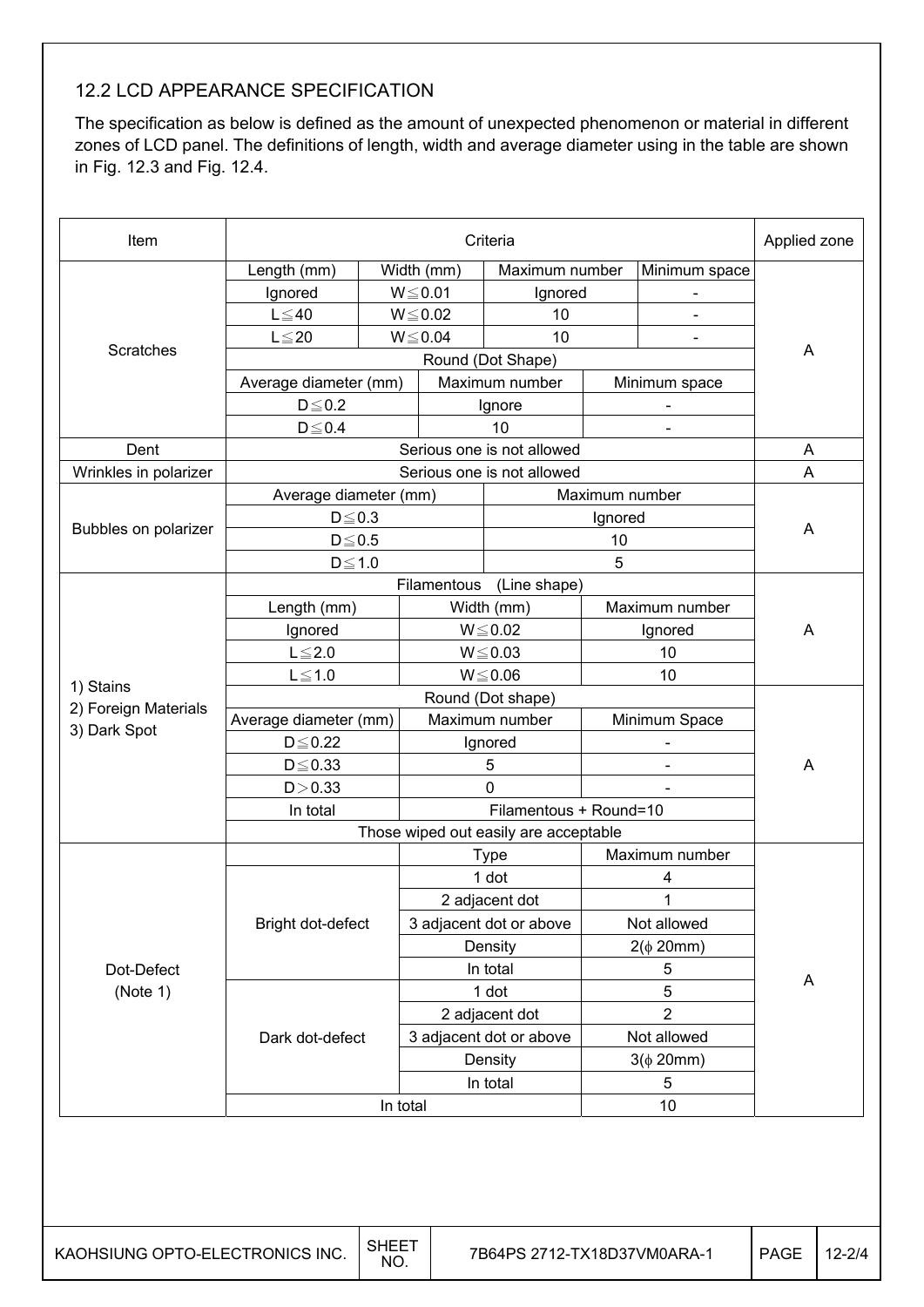### 12.2 LCD APPEARANCE SPECIFICATION

The specification as below is defined as the amount of unexpected phenomenon or material in different zones of LCD panel. The definitions of length, width and average diameter using in the table are shown in Fig. 12.3 and Fig. 12.4.

| Item | Criteria | | | | Applied zone |
|---|---|---|---|---|---|
| Scratches | Length (mm) | Width (mm) | Maximum number | Minimum space | A |
| | Ignored | W≦0.01 | Ignored | - | |
| | L≦40 | W≦0.02 | 10 | - | |
| | L≦20 | W≦0.04 | 10 | - | |
| | Round (Dot Shape) | | | | |
| | Average diameter (mm) | Maximum number | Minimum space | | |
| | D≦0.2 | Ignore | - | | |
| | D≦0.4 | 10 | - | | |
| Dent | Serious one is not allowed | | | | A |
| Wrinkles in polarizer | Serious one is not allowed | | | | A |
| Bubbles on polarizer | Average diameter (mm) | Maximum number | | | A |
| | D≦0.3 | Ignored | | | |
| | D≦0.5 | 10 | | | |
| | D≦1.0 | 5 | | | |
| 1) Stains<br>2) Foreign Materials<br>3) Dark Spot | Filamentous (Line shape) | | | | A |
| | Length (mm) | Width (mm) | Maximum number | | |
| | Ignored | W≦0.02 | Ignored | | |
| | L≦2.0 | W≦0.03 | 10 | | |
| | L≦1.0 | W≦0.06 | 10 | | |
| | Round (Dot shape) | | | | A |
| | Average diameter (mm) | Maximum number | Minimum Space | | |
| | D≦0.22 | Ignored | - | | |
| | D≦0.33 | 5 | - | | |
| | D＞0.33 | 0 | - | | |
| | In total | Filamentous + Round=10 | | | |
| | Those wiped out easily are acceptable | | | | |
| Dot-Defect<br>(Note 1) | | Type | Maximum number | | A |
| | Bright dot-defect | 1 dot | 4 | | |
| | | 2 adjacent dot | 1 | | |
| | | 3 adjacent dot or above | Not allowed | | |
| | | Density | 2(ϕ 20mm) | | |
| | | In total | 5 | | |
| | Dark dot-defect | 1 dot | 5 | | |
| | | 2 adjacent dot | 2 | | |
| | | 3 adjacent dot or above | Not allowed | | |
| | | Density | 3(ϕ 20mm) | | |
| | | In total | 5 | | |
| | In total | | 10 | | |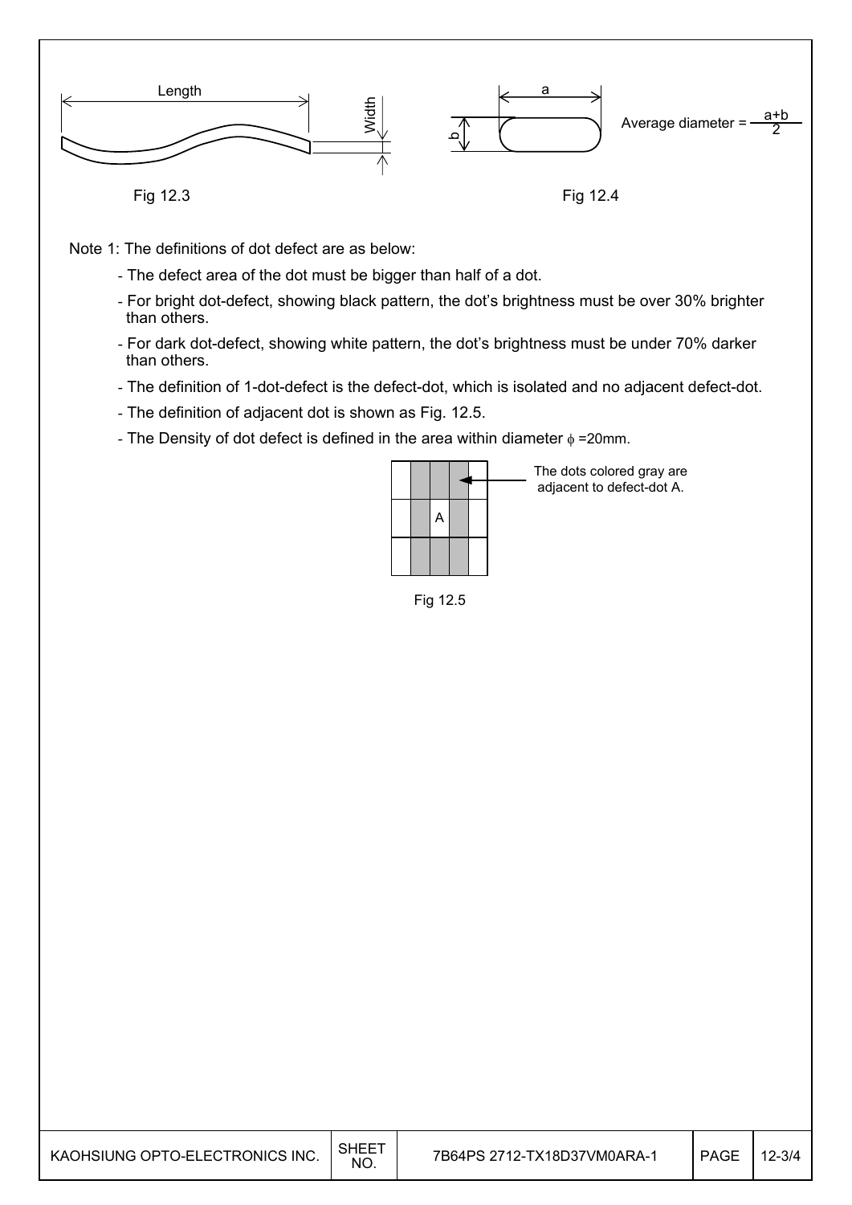Length

Width

Fig 12.3

a

b

Average diameter = $\frac{a+b}{2}$

Fig 12.4

Note 1: The definitions of dot defect are as below:

- The defect area of the dot must be bigger than half of a dot.
- For bright dot-defect, showing black pattern, the dot's brightness must be over 30% brighter than others.
- For dark dot-defect, showing white pattern, the dot's brightness must be under 70% darker than others.
- The definition of 1-dot-defect is the defect-dot, which is isolated and no adjacent defect-dot.
- The definition of adjacent dot is shown as Fig. 12.5.
- The Density of dot defect is defined in the area within diameter $\phi$ =20mm.

The dots colored gray are adjacent to defect-dot A.

A

Fig 12.5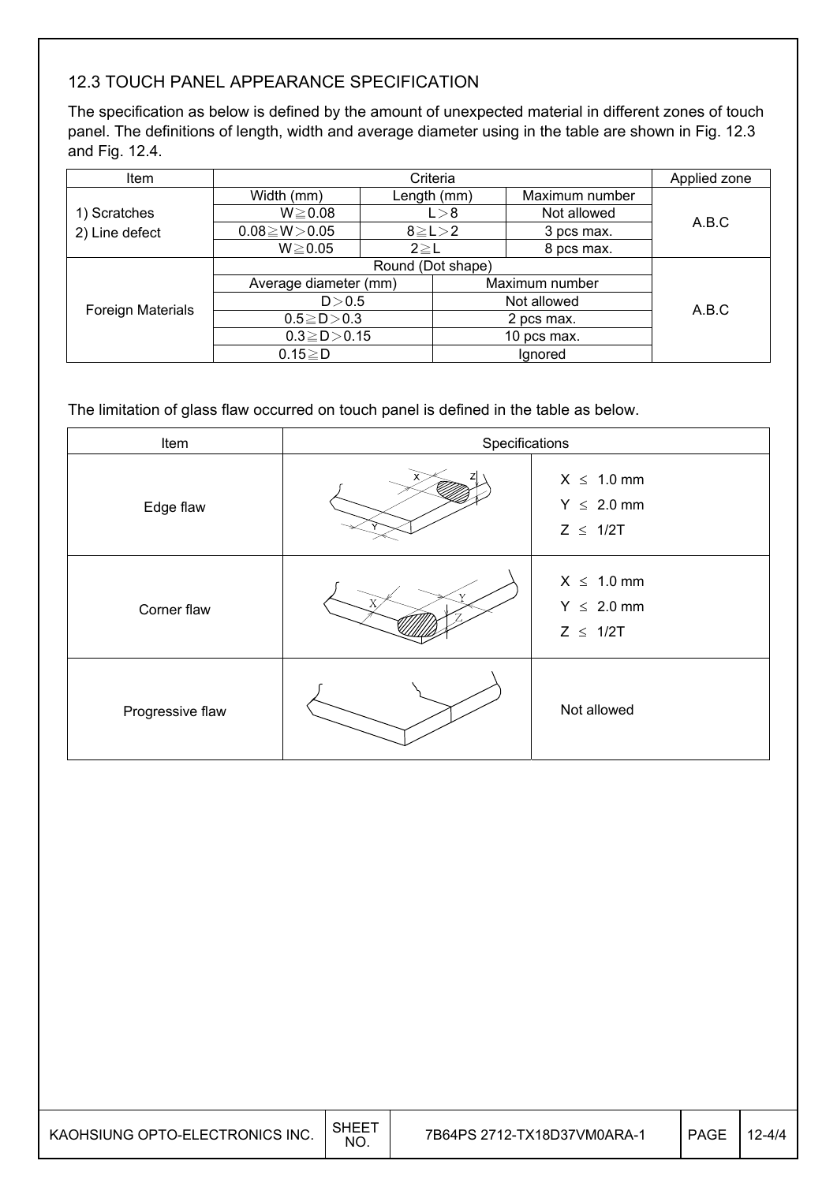## 12.3 TOUCH PANEL APPEARANCE SPECIFICATION

The specification as below is defined by the amount of unexpected material in different zones of touch panel. The definitions of length, width and average diameter using in the table are shown in Fig. 12.3 and Fig. 12.4.

| Item | Criteria | | | Applied zone |
|---|---|---|---|---|
| 1) Scratches<br>2) Line defect | Width (mm) | Length (mm) | Maximum number | A.B.C |
| | W≧0.08 | L＞8 | Not allowed | |
| | 0.08≧W＞0.05 | 8≧L＞2 | 3 pcs max. | |
| | W≧0.05 | 2≧L | 8 pcs max. | |
| Foreign Materials | Round (Dot shape) | | | A.B.C |
| | Average diameter (mm) | Maximum number | | |
| | D＞0.5 | Not allowed | | |
| | 0.5≧D＞0.3 | 2 pcs max. | | |
| | 0.3≧D＞0.15 | 10 pcs max. | | |
| | 0.15≧D | Ignored | | |

The limitation of glass flaw occurred on touch panel is defined in the table as below.

| Item | Specifications | |
|---|---|---|
| Edge flaw | | X ≤ 1.0 mm<br>Y ≤ 2.0 mm<br>Z ≤ 1/2T |
| Corner flaw | | X ≤ 1.0 mm<br>Y ≤ 2.0 mm<br>Z ≤ 1/2T |
| Progressive flaw | | Not allowed |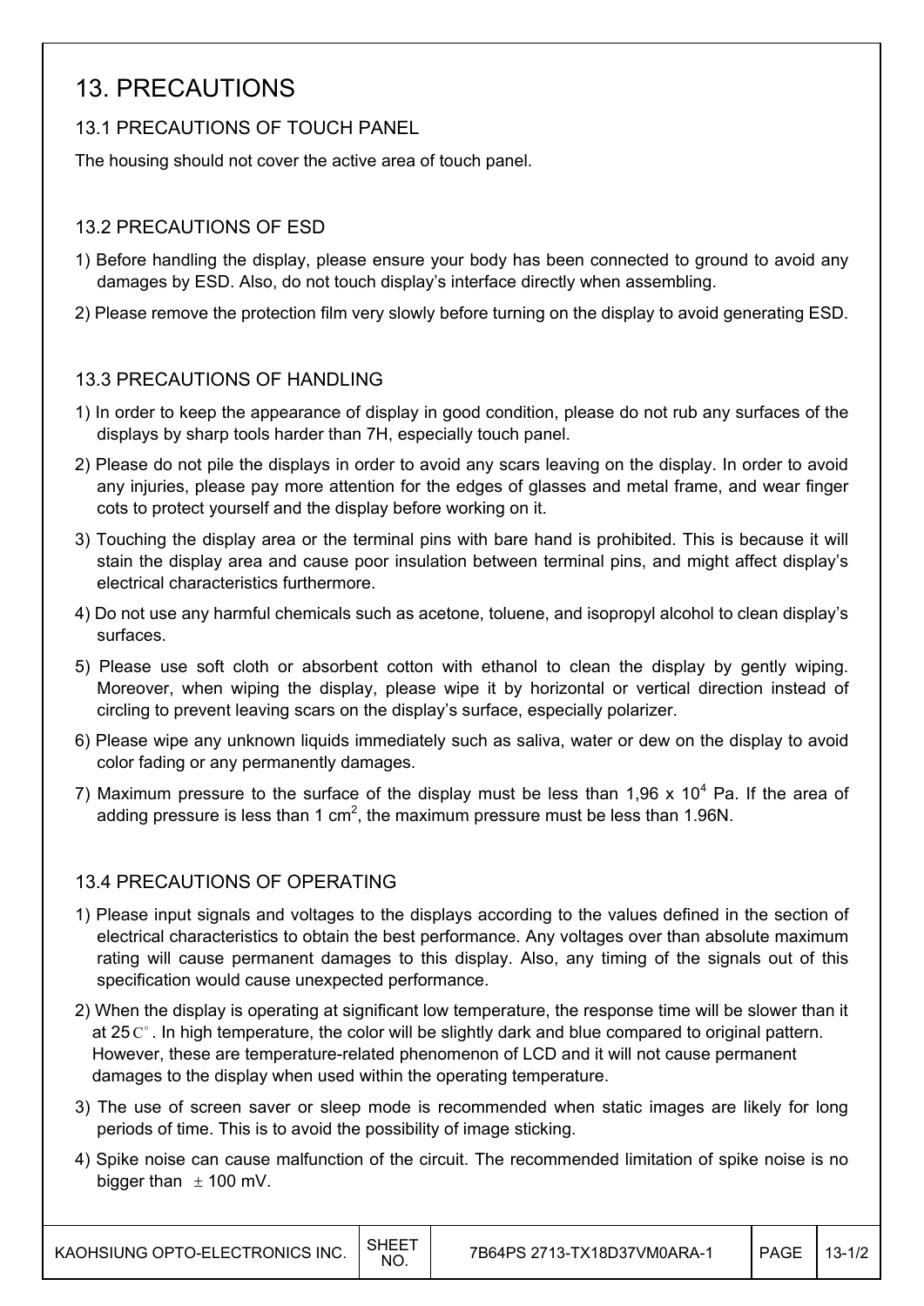# 13. PRECAUTIONS

## 13.1 PRECAUTIONS OF TOUCH PANEL

The housing should not cover the active area of touch panel.

## 13.2 PRECAUTIONS OF ESD

1) Before handling the display, please ensure your body has been connected to ground to avoid any damages by ESD. Also, do not touch display's interface directly when assembling.
2) Please remove the protection film very slowly before turning on the display to avoid generating ESD.

## 13.3 PRECAUTIONS OF HANDLING

1) In order to keep the appearance of display in good condition, please do not rub any surfaces of the displays by sharp tools harder than 7H, especially touch panel.
2) Please do not pile the displays in order to avoid any scars leaving on the display. In order to avoid any injuries, please pay more attention for the edges of glasses and metal frame, and wear finger cots to protect yourself and the display before working on it.
3) Touching the display area or the terminal pins with bare hand is prohibited. This is because it will stain the display area and cause poor insulation between terminal pins, and might affect display's electrical characteristics furthermore.
4) Do not use any harmful chemicals such as acetone, toluene, and isopropyl alcohol to clean display's surfaces.
5) Please use soft cloth or absorbent cotton with ethanol to clean the display by gently wiping. Moreover, when wiping the display, please wipe it by horizontal or vertical direction instead of circling to prevent leaving scars on the display's surface, especially polarizer.
6) Please wipe any unknown liquids immediately such as saliva, water or dew on the display to avoid color fading or any permanently damages.
7) Maximum pressure to the surface of the display must be less than 1,96 x $10^4$ Pa. If the area of adding pressure is less than 1 $cm^2$, the maximum pressure must be less than 1.96N.

## 13.4 PRECAUTIONS OF OPERATING

1) Please input signals and voltages to the displays according to the values defined in the section of electrical characteristics to obtain the best performance. Any voltages over than absolute maximum rating will cause permanent damages to this display. Also, any timing of the signals out of this specification would cause unexpected performance.
2) When the display is operating at significant low temperature, the response time will be slower than it at 25$^{\circ}$C. In high temperature, the color will be slightly dark and blue compared to original pattern. However, these are temperature-related phenomenon of LCD and it will not cause permanent damages to the display when used within the operating temperature.
3) The use of screen saver or sleep mode is recommended when static images are likely for long periods of time. This is to avoid the possibility of image sticking.
4) Spike noise can cause malfunction of the circuit. The recommended limitation of spike noise is no bigger than $\pm$ 100 mV.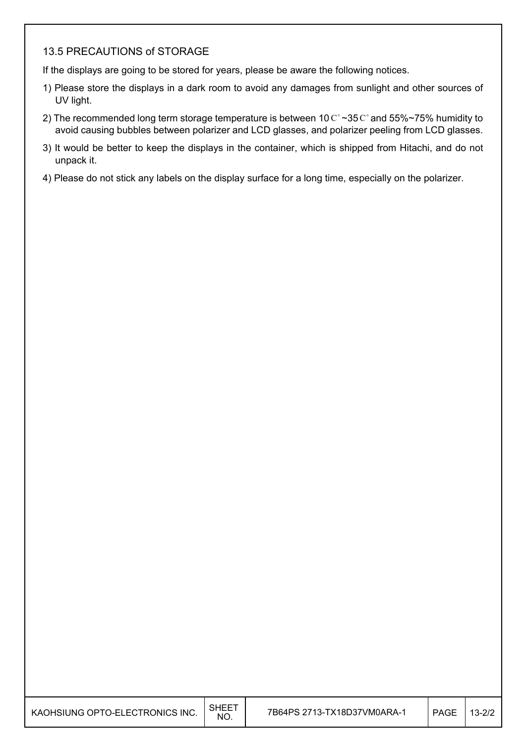## 13.5 PRECAUTIONS of STORAGE

If the displays are going to be stored for years, please be aware the following notices.

1) Please store the displays in a dark room to avoid any damages from sunlight and other sources of UV light.
2) The recommended long term storage temperature is between 10 C° ~35 C° and 55%~75% humidity to avoid causing bubbles between polarizer and LCD glasses, and polarizer peeling from LCD glasses.
3) It would be better to keep the displays in the container, which is shipped from Hitachi, and do not unpack it.
4) Please do not stick any labels on the display surface for a long time, especially on the polarizer.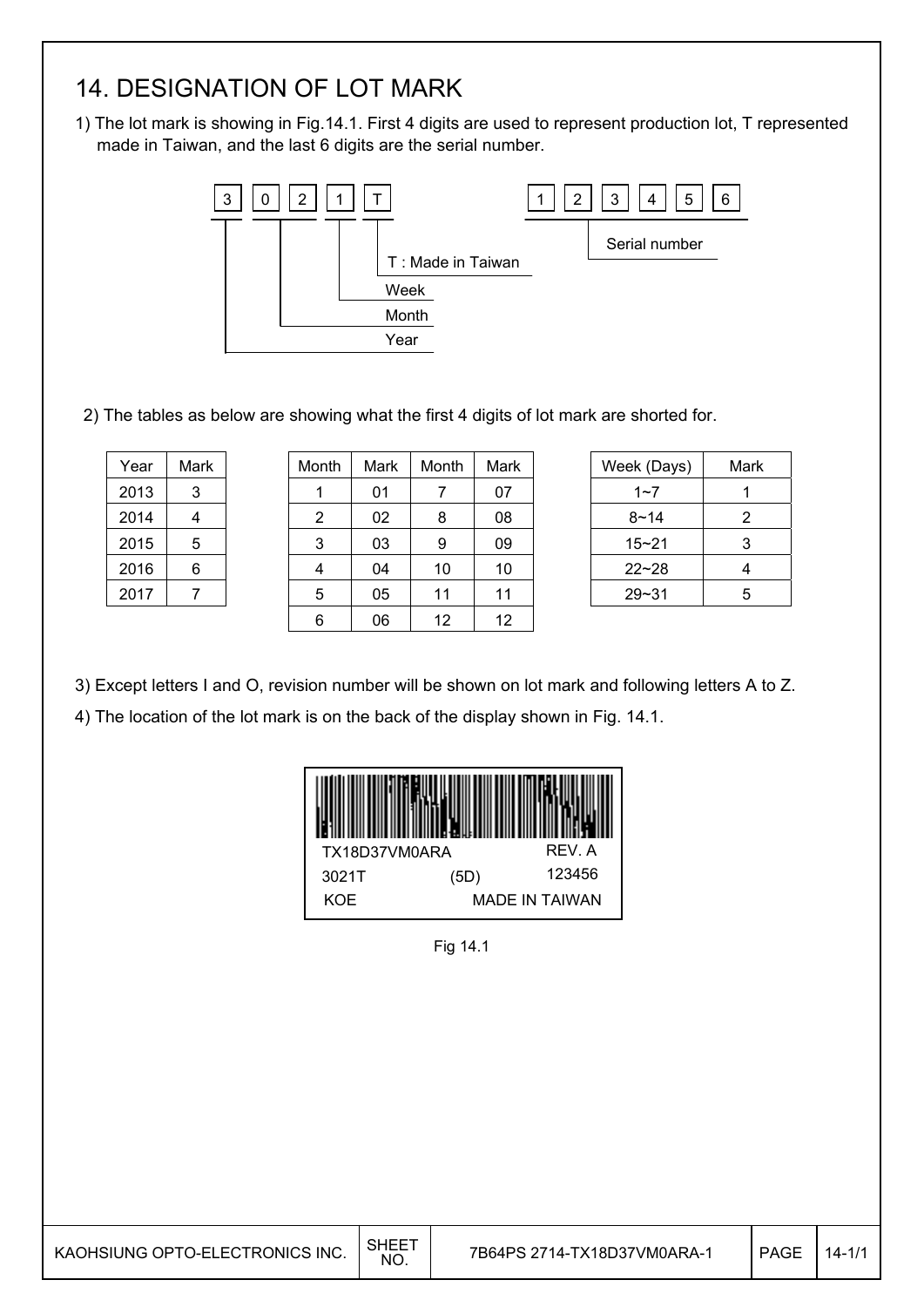# 14. DESIGNATION OF LOT MARK

1) The lot mark is showing in Fig.14.1. First 4 digits are used to represent production lot, T represented made in Taiwan, and the last 6 digits are the serial number.

3 0 2 1 T    1 2 3 4 5 6

T : Made in Taiwan

Week

Month

Year

Serial number

2) The tables as below are showing what the first 4 digits of lot mark are shorted for.

| Year | Mark |
|---|---|
| 2013 | 3 |
| 2014 | 4 |
| 2015 | 5 |
| 2016 | 6 |
| 2017 | 7 |

| Month | Mark | Month | Mark |
|---|---|---|---|
| 1 | 01 | 7 | 07 |
| 2 | 02 | 8 | 08 |
| 3 | 03 | 9 | 09 |
| 4 | 04 | 10 | 10 |
| 5 | 05 | 11 | 11 |
| 6 | 06 | 12 | 12 |

| Week (Days) | Mark |
|---|---|
| 1~7 | 1 |
| 8~14 | 2 |
| 15~21 | 3 |
| 22~28 | 4 |
| 29~31 | 5 |

3) Except letters I and O, revision number will be shown on lot mark and following letters A to Z.

4) The location of the lot mark is on the back of the display shown in Fig. 14.1.

TX18D37VM0ARA REV. A

3021T (5D) 123456

KOE MADE IN TAIWAN

Fig 14.1